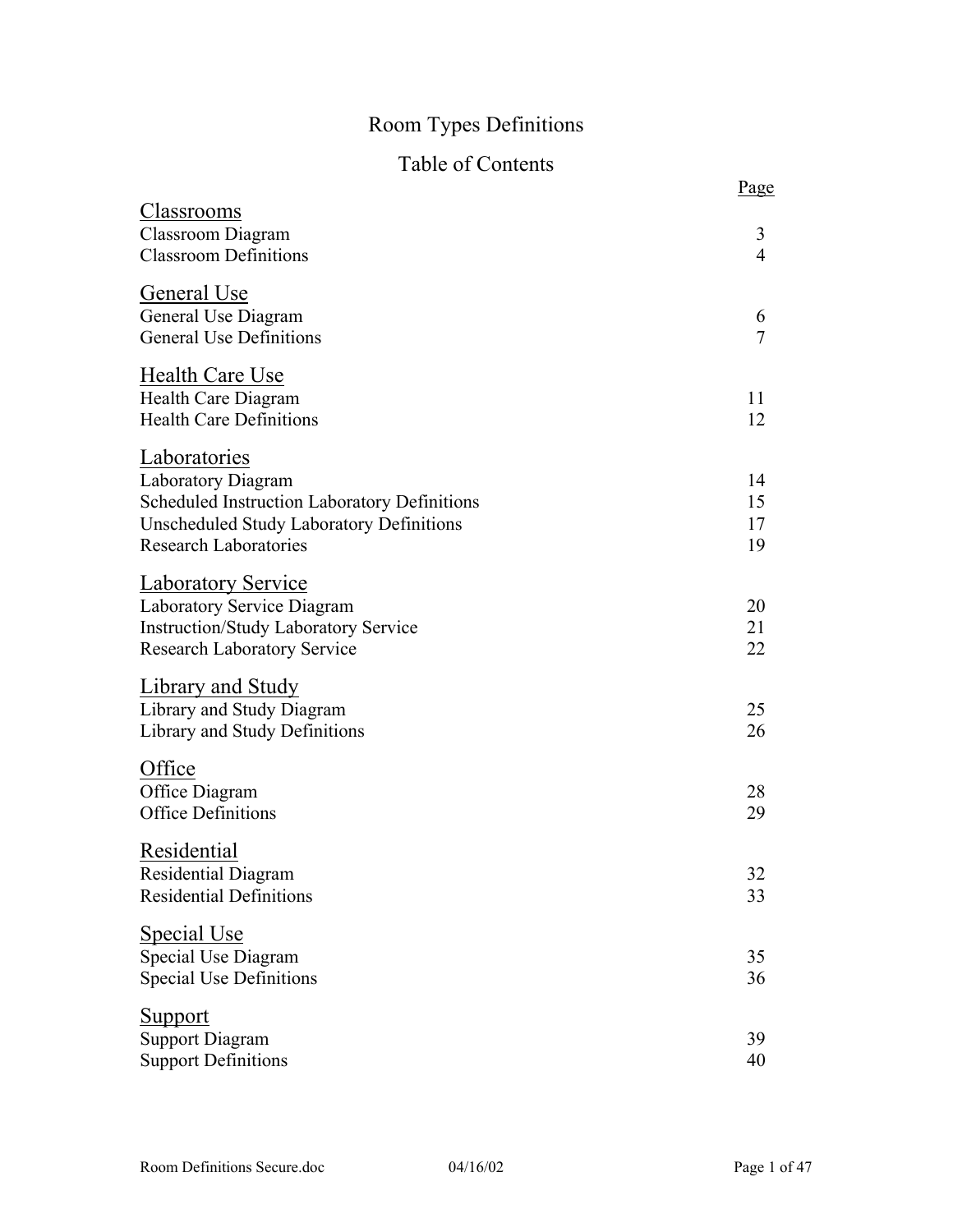# Room Types Definitions

## Table of Contents

| | Page |
|---|---|
| **Classrooms** | |
| Classroom Diagram | 3 |
| Classroom Definitions | 4 |
| **General Use** | |
| General Use Diagram | 6 |
| General Use Definitions | 7 |
| **Health Care Use** | |
| Health Care Diagram | 11 |
| Health Care Definitions | 12 |
| **Laboratories** | |
| Laboratory Diagram | 14 |
| Scheduled Instruction Laboratory Definitions | 15 |
| Unscheduled Study Laboratory Definitions | 17 |
| Research Laboratories | 19 |
| **Laboratory Service** | |
| Laboratory Service Diagram | 20 |
| Instruction/Study Laboratory Service | 21 |
| Research Laboratory Service | 22 |
| **Library and Study** | |
| Library and Study Diagram | 25 |
| Library and Study Definitions | 26 |
| **Office** | |
| Office Diagram | 28 |
| Office Definitions | 29 |
| **Residential** | |
| Residential Diagram | 32 |
| Residential Definitions | 33 |
| **Special Use** | |
| Special Use Diagram | 35 |
| Special Use Definitions | 36 |
| **Support** | |
| Support Diagram | 39 |
| Support Definitions | 40 |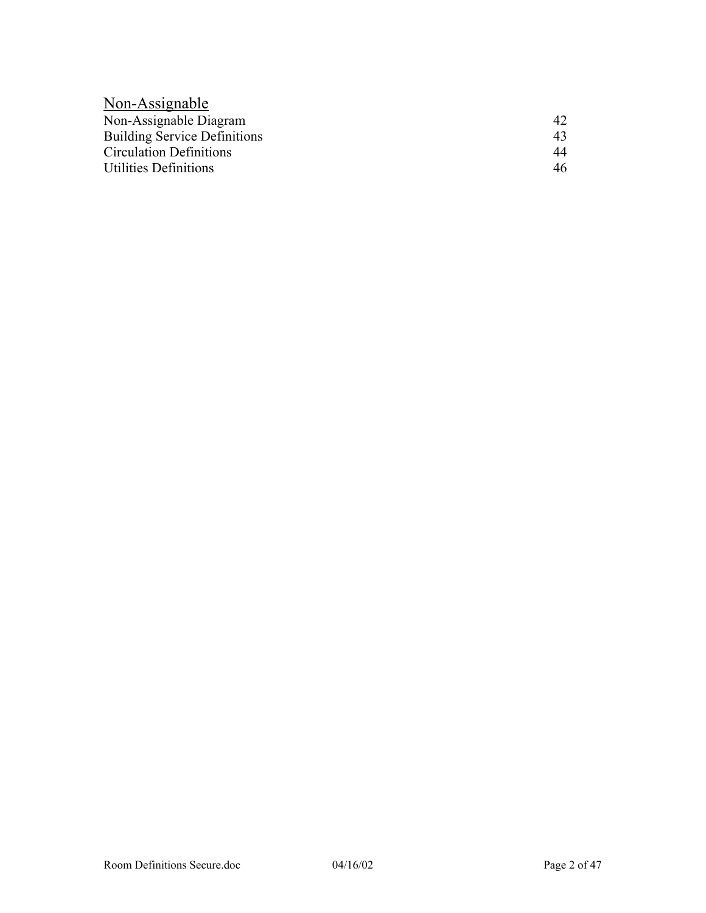## Non-Assignable

| | |
|---|---|
| Non-Assignable Diagram | 42 |
| Building Service Definitions | 43 |
| Circulation Definitions | 44 |
| Utilities Definitions | 46 |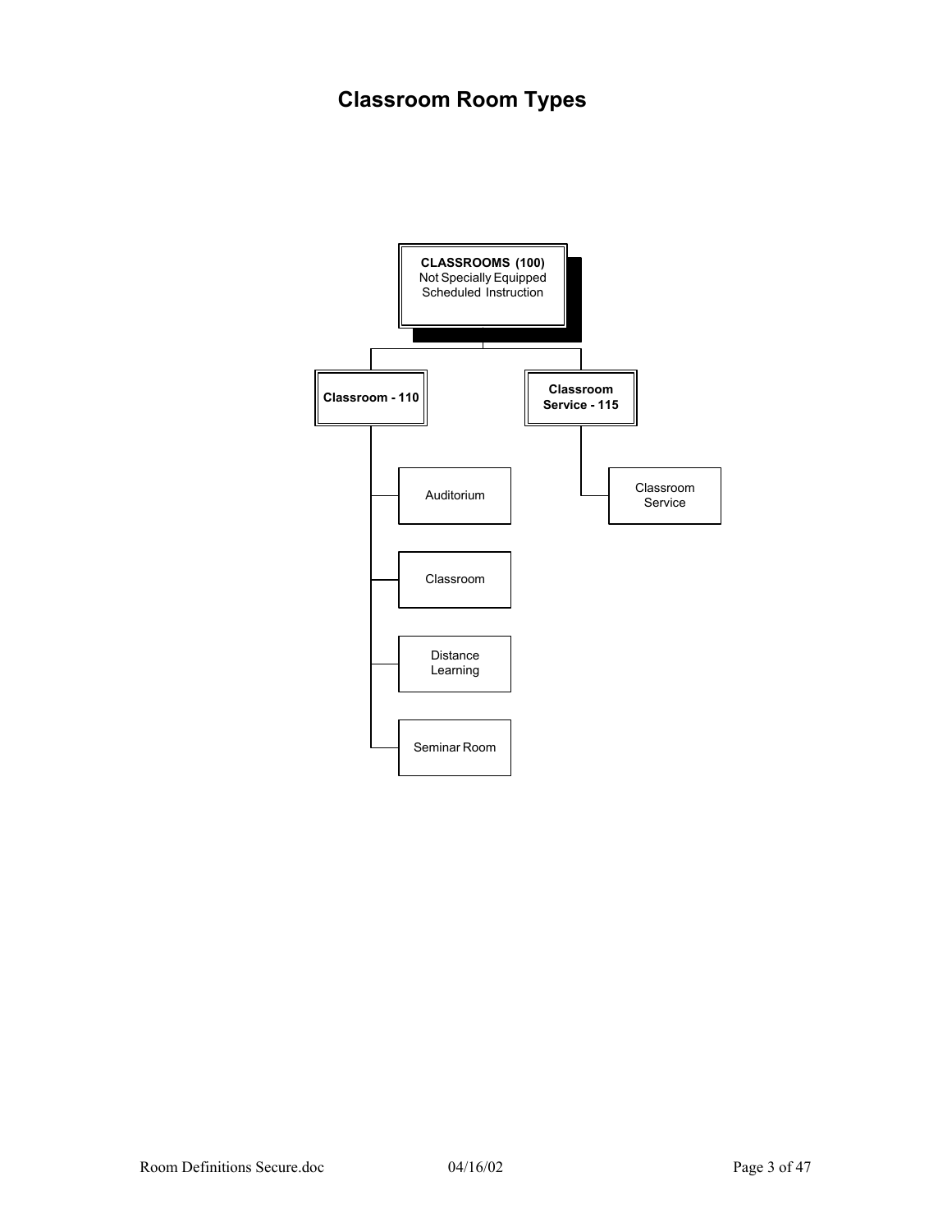# Classroom Room Types

- **CLASSROOMS (100)** Not Specially Equipped Scheduled Instruction
  - **Classroom - 110**
    - Auditorium
    - Classroom
    - Distance Learning
    - Seminar Room
  - **Classroom Service - 115**
    - Classroom Service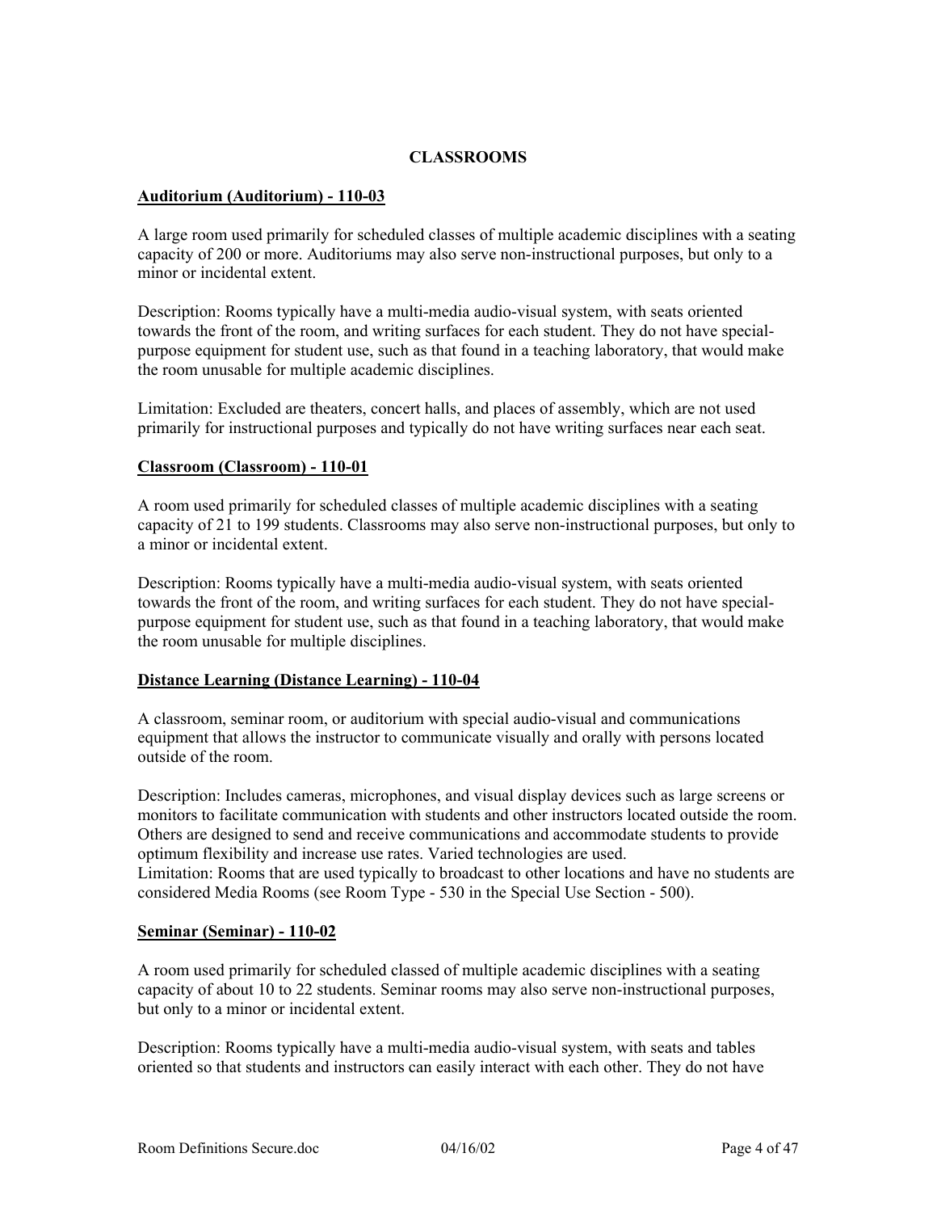# CLASSROOMS

## Auditorium (Auditorium) - 110-03

A large room used primarily for scheduled classes of multiple academic disciplines with a seating capacity of 200 or more. Auditoriums may also serve non-instructional purposes, but only to a minor or incidental extent.

Description: Rooms typically have a multi-media audio-visual system, with seats oriented towards the front of the room, and writing surfaces for each student. They do not have special-purpose equipment for student use, such as that found in a teaching laboratory, that would make the room unusable for multiple academic disciplines.

Limitation: Excluded are theaters, concert halls, and places of assembly, which are not used primarily for instructional purposes and typically do not have writing surfaces near each seat.

## Classroom (Classroom) - 110-01

A room used primarily for scheduled classes of multiple academic disciplines with a seating capacity of 21 to 199 students. Classrooms may also serve non-instructional purposes, but only to a minor or incidental extent.

Description: Rooms typically have a multi-media audio-visual system, with seats oriented towards the front of the room, and writing surfaces for each student. They do not have special-purpose equipment for student use, such as that found in a teaching laboratory, that would make the room unusable for multiple disciplines.

## Distance Learning (Distance Learning) - 110-04

A classroom, seminar room, or auditorium with special audio-visual and communications equipment that allows the instructor to communicate visually and orally with persons located outside of the room.

Description: Includes cameras, microphones, and visual display devices such as large screens or monitors to facilitate communication with students and other instructors located outside the room. Others are designed to send and receive communications and accommodate students to provide optimum flexibility and increase use rates. Varied technologies are used.
Limitation: Rooms that are used typically to broadcast to other locations and have no students are considered Media Rooms (see Room Type - 530 in the Special Use Section - 500).

## Seminar (Seminar) - 110-02

A room used primarily for scheduled classed of multiple academic disciplines with a seating capacity of about 10 to 22 students. Seminar rooms may also serve non-instructional purposes, but only to a minor or incidental extent.

Description: Rooms typically have a multi-media audio-visual system, with seats and tables oriented so that students and instructors can easily interact with each other. They do not have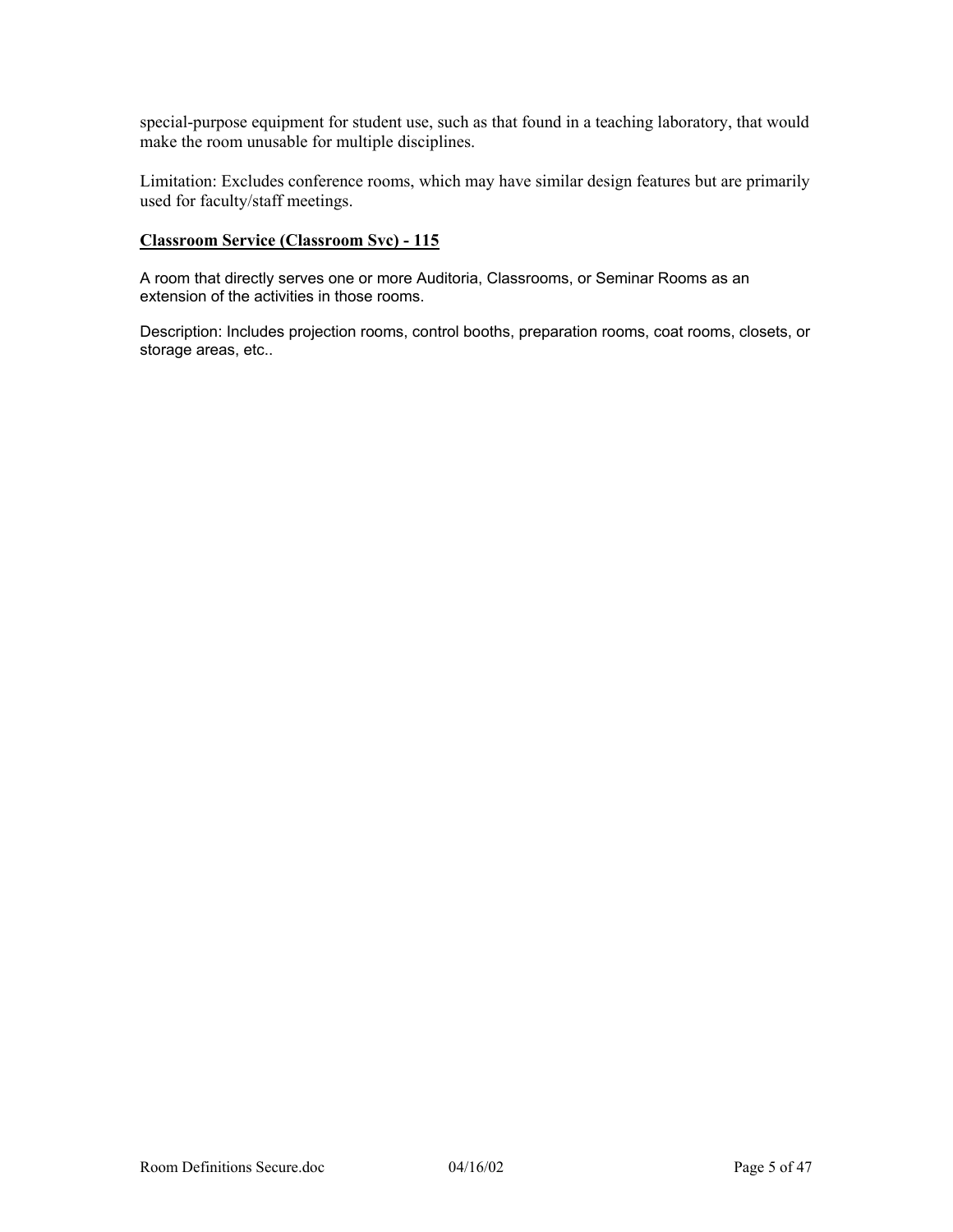special-purpose equipment for student use, such as that found in a teaching laboratory, that would make the room unusable for multiple disciplines.

Limitation: Excludes conference rooms, which may have similar design features but are primarily used for faculty/staff meetings.

**Classroom Service (Classroom Svc) - 115**

A room that directly serves one or more Auditoria, Classrooms, or Seminar Rooms as an extension of the activities in those rooms.

Description: Includes projection rooms, control booths, preparation rooms, coat rooms, closets, or storage areas, etc..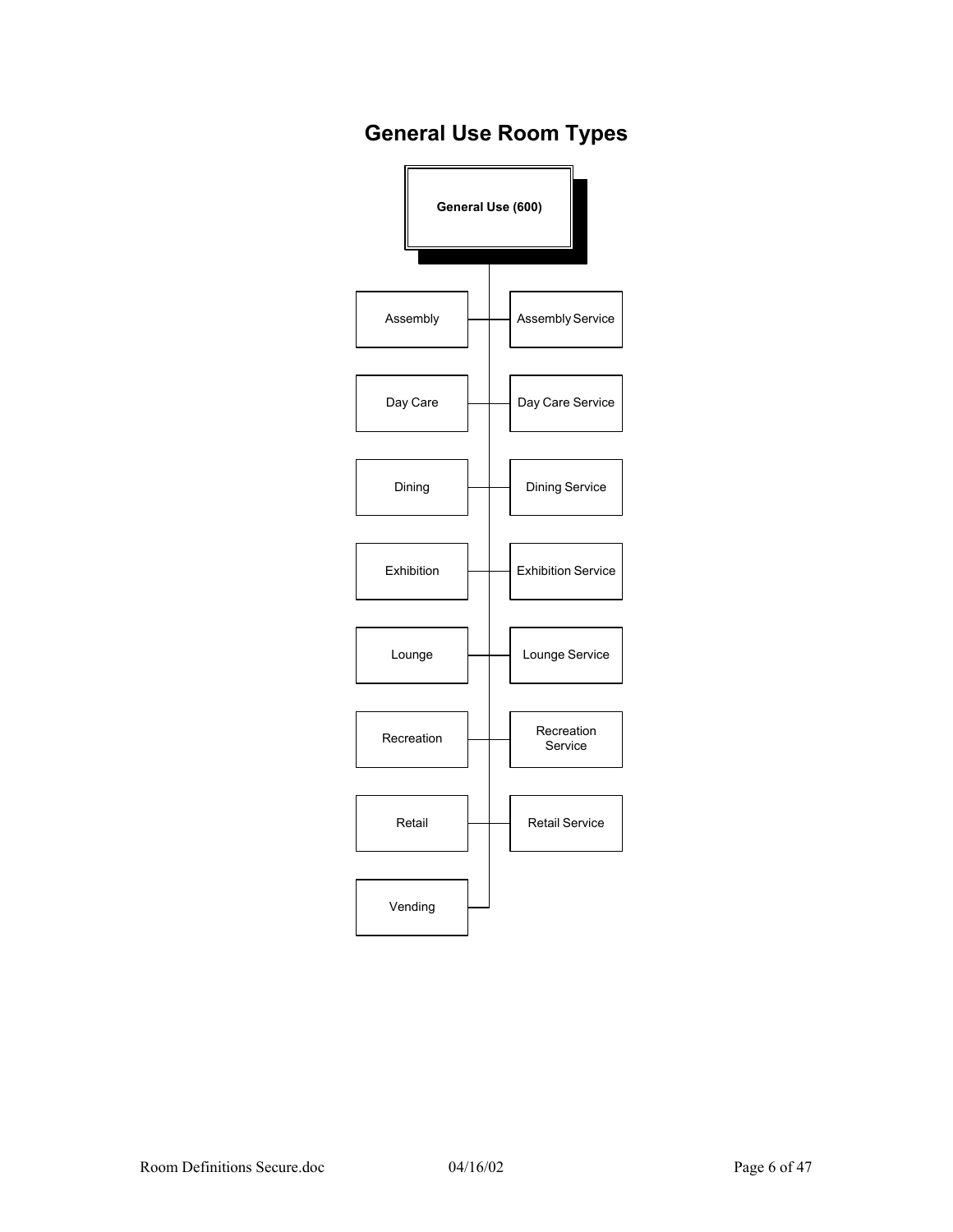# General Use Room Types

**General Use (600)**

- Assembly
- Assembly Service
- Day Care
- Day Care Service
- Dining
- Dining Service
- Exhibition
- Exhibition Service
- Lounge
- Lounge Service
- Recreation
- Recreation Service
- Retail
- Retail Service
- Vending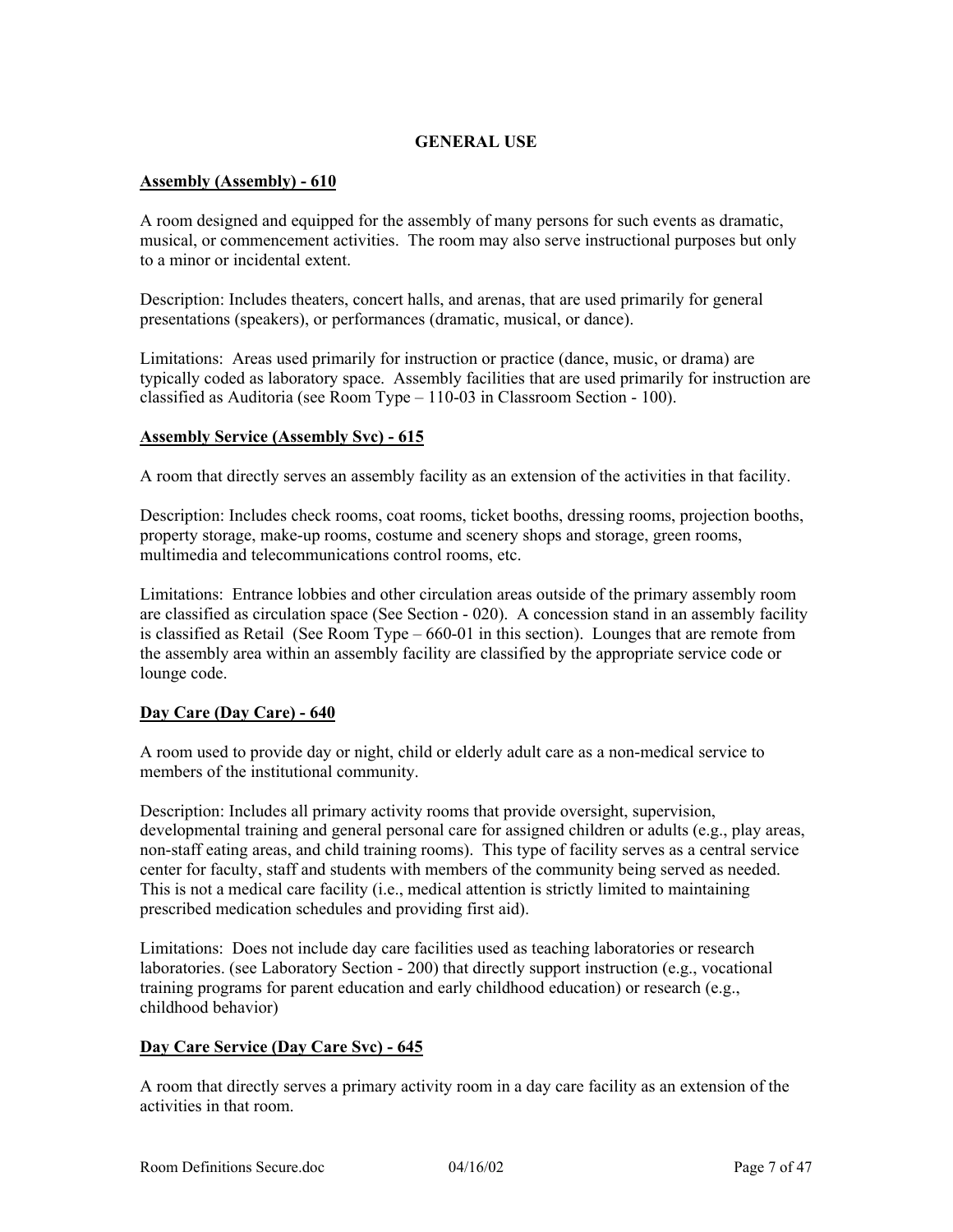## GENERAL USE

**Assembly (Assembly) - 610**

A room designed and equipped for the assembly of many persons for such events as dramatic, musical, or commencement activities. The room may also serve instructional purposes but only to a minor or incidental extent.

Description: Includes theaters, concert halls, and arenas, that are used primarily for general presentations (speakers), or performances (dramatic, musical, or dance).

Limitations: Areas used primarily for instruction or practice (dance, music, or drama) are typically coded as laboratory space. Assembly facilities that are used primarily for instruction are classified as Auditoria (see Room Type – 110-03 in Classroom Section - 100).

**Assembly Service (Assembly Svc) - 615**

A room that directly serves an assembly facility as an extension of the activities in that facility.

Description: Includes check rooms, coat rooms, ticket booths, dressing rooms, projection booths, property storage, make-up rooms, costume and scenery shops and storage, green rooms, multimedia and telecommunications control rooms, etc.

Limitations: Entrance lobbies and other circulation areas outside of the primary assembly room are classified as circulation space (See Section - 020). A concession stand in an assembly facility is classified as Retail (See Room Type – 660-01 in this section). Lounges that are remote from the assembly area within an assembly facility are classified by the appropriate service code or lounge code.

**Day Care (Day Care) - 640**

A room used to provide day or night, child or elderly adult care as a non-medical service to members of the institutional community.

Description: Includes all primary activity rooms that provide oversight, supervision, developmental training and general personal care for assigned children or adults (e.g., play areas, non-staff eating areas, and child training rooms). This type of facility serves as a central service center for faculty, staff and students with members of the community being served as needed. This is not a medical care facility (i.e., medical attention is strictly limited to maintaining prescribed medication schedules and providing first aid).

Limitations: Does not include day care facilities used as teaching laboratories or research laboratories. (see Laboratory Section - 200) that directly support instruction (e.g., vocational training programs for parent education and early childhood education) or research (e.g., childhood behavior)

**Day Care Service (Day Care Svc) - 645**

A room that directly serves a primary activity room in a day care facility as an extension of the activities in that room.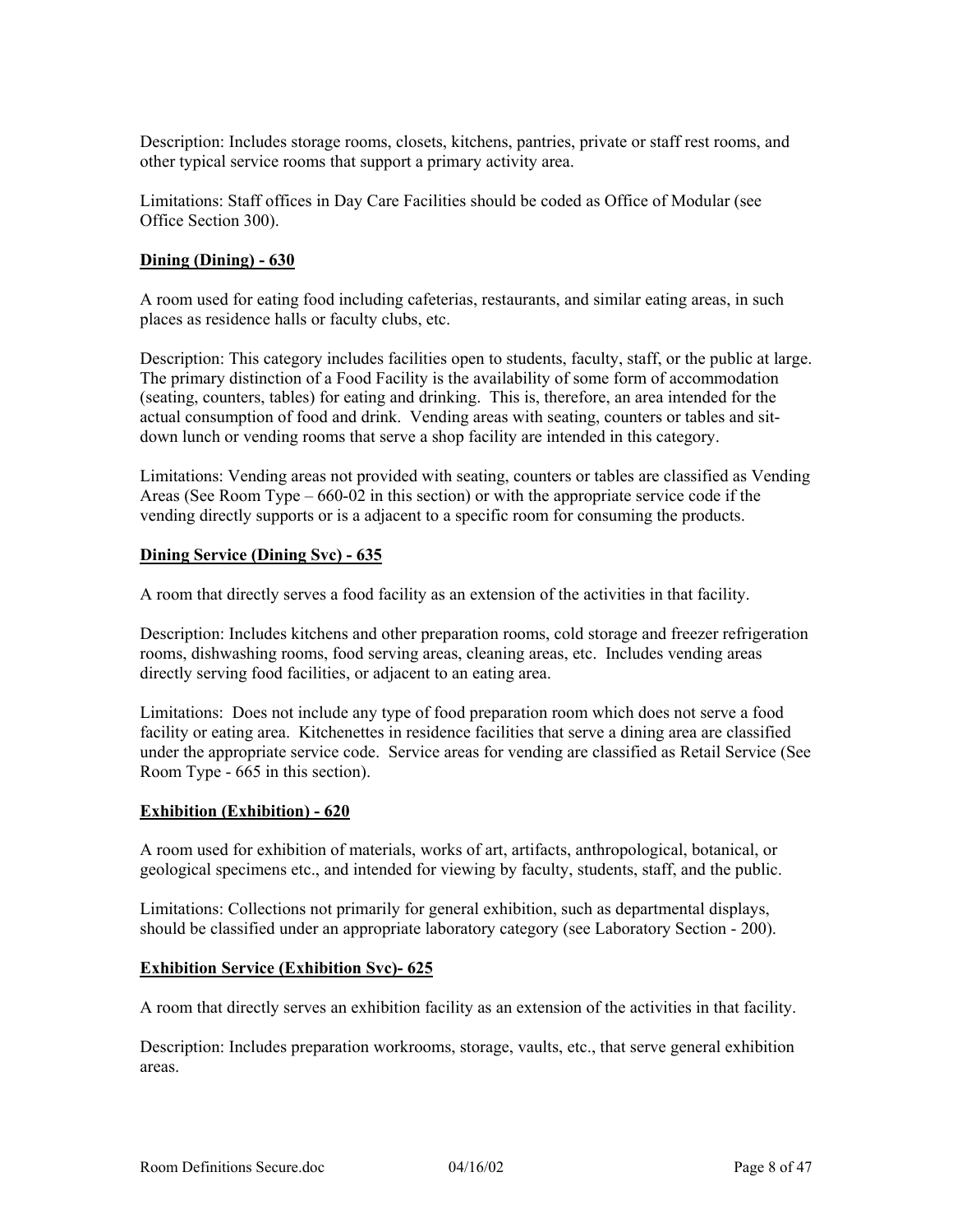Description: Includes storage rooms, closets, kitchens, pantries, private or staff rest rooms, and other typical service rooms that support a primary activity area.

Limitations: Staff offices in Day Care Facilities should be coded as Office of Modular (see Office Section 300).

### Dining (Dining) - 630

A room used for eating food including cafeterias, restaurants, and similar eating areas, in such places as residence halls or faculty clubs, etc.

Description: This category includes facilities open to students, faculty, staff, or the public at large. The primary distinction of a Food Facility is the availability of some form of accommodation (seating, counters, tables) for eating and drinking. This is, therefore, an area intended for the actual consumption of food and drink. Vending areas with seating, counters or tables and sit-down lunch or vending rooms that serve a shop facility are intended in this category.

Limitations: Vending areas not provided with seating, counters or tables are classified as Vending Areas (See Room Type – 660-02 in this section) or with the appropriate service code if the vending directly supports or is a adjacent to a specific room for consuming the products.

### Dining Service (Dining Svc) - 635

A room that directly serves a food facility as an extension of the activities in that facility.

Description: Includes kitchens and other preparation rooms, cold storage and freezer refrigeration rooms, dishwashing rooms, food serving areas, cleaning areas, etc. Includes vending areas directly serving food facilities, or adjacent to an eating area.

Limitations: Does not include any type of food preparation room which does not serve a food facility or eating area. Kitchenettes in residence facilities that serve a dining area are classified under the appropriate service code. Service areas for vending are classified as Retail Service (See Room Type - 665 in this section).

### Exhibition (Exhibition) - 620

A room used for exhibition of materials, works of art, artifacts, anthropological, botanical, or geological specimens etc., and intended for viewing by faculty, students, staff, and the public.

Limitations: Collections not primarily for general exhibition, such as departmental displays, should be classified under an appropriate laboratory category (see Laboratory Section - 200).

### Exhibition Service (Exhibition Svc)- 625

A room that directly serves an exhibition facility as an extension of the activities in that facility.

Description: Includes preparation workrooms, storage, vaults, etc., that serve general exhibition areas.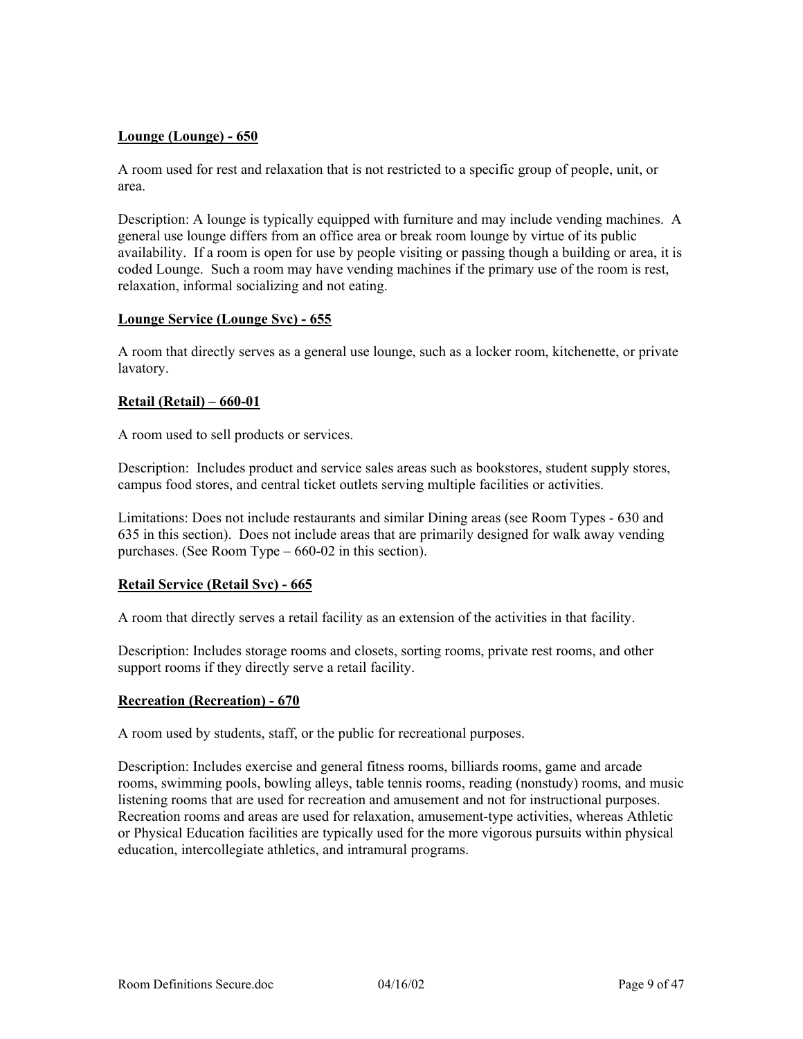**Lounge (Lounge) - 650**

A room used for rest and relaxation that is not restricted to a specific group of people, unit, or area.

Description: A lounge is typically equipped with furniture and may include vending machines. A general use lounge differs from an office area or break room lounge by virtue of its public availability. If a room is open for use by people visiting or passing though a building or area, it is coded Lounge. Such a room may have vending machines if the primary use of the room is rest, relaxation, informal socializing and not eating.

**Lounge Service (Lounge Svc) - 655**

A room that directly serves as a general use lounge, such as a locker room, kitchenette, or private lavatory.

**Retail (Retail) – 660-01**

A room used to sell products or services.

Description: Includes product and service sales areas such as bookstores, student supply stores, campus food stores, and central ticket outlets serving multiple facilities or activities.

Limitations: Does not include restaurants and similar Dining areas (see Room Types - 630 and 635 in this section). Does not include areas that are primarily designed for walk away vending purchases. (See Room Type – 660-02 in this section).

**Retail Service (Retail Svc) - 665**

A room that directly serves a retail facility as an extension of the activities in that facility.

Description: Includes storage rooms and closets, sorting rooms, private rest rooms, and other support rooms if they directly serve a retail facility.

**Recreation (Recreation) - 670**

A room used by students, staff, or the public for recreational purposes.

Description: Includes exercise and general fitness rooms, billiards rooms, game and arcade rooms, swimming pools, bowling alleys, table tennis rooms, reading (nonstudy) rooms, and music listening rooms that are used for recreation and amusement and not for instructional purposes. Recreation rooms and areas are used for relaxation, amusement-type activities, whereas Athletic or Physical Education facilities are typically used for the more vigorous pursuits within physical education, intercollegiate athletics, and intramural programs.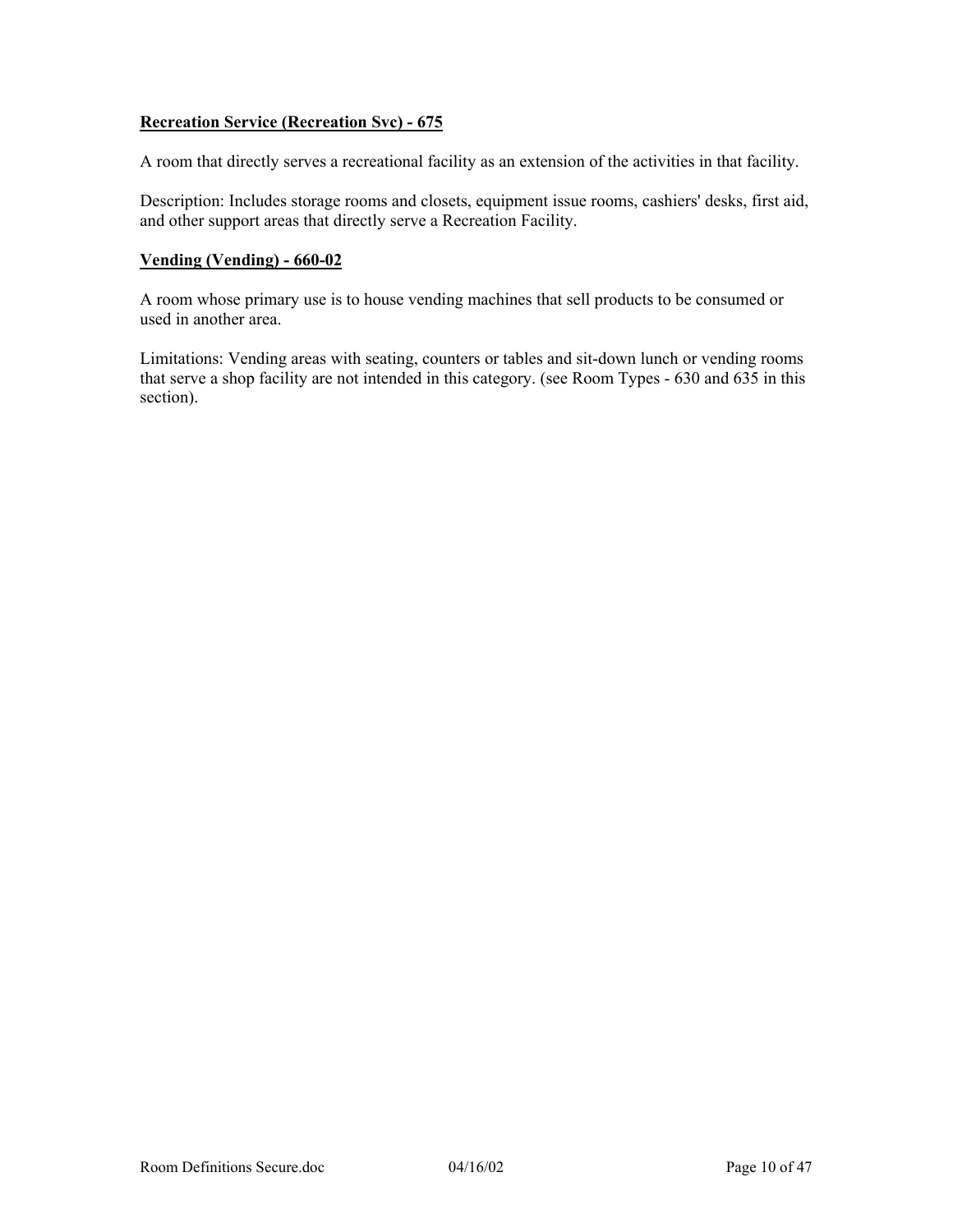**<u>Recreation Service (Recreation Svc) - 675</u>**

A room that directly serves a recreational facility as an extension of the activities in that facility.

Description: Includes storage rooms and closets, equipment issue rooms, cashiers' desks, first aid, and other support areas that directly serve a Recreation Facility.

**<u>Vending (Vending) - 660-02</u>**

A room whose primary use is to house vending machines that sell products to be consumed or used in another area.

Limitations: Vending areas with seating, counters or tables and sit-down lunch or vending rooms that serve a shop facility are not intended in this category. (see Room Types - 630 and 635 in this section).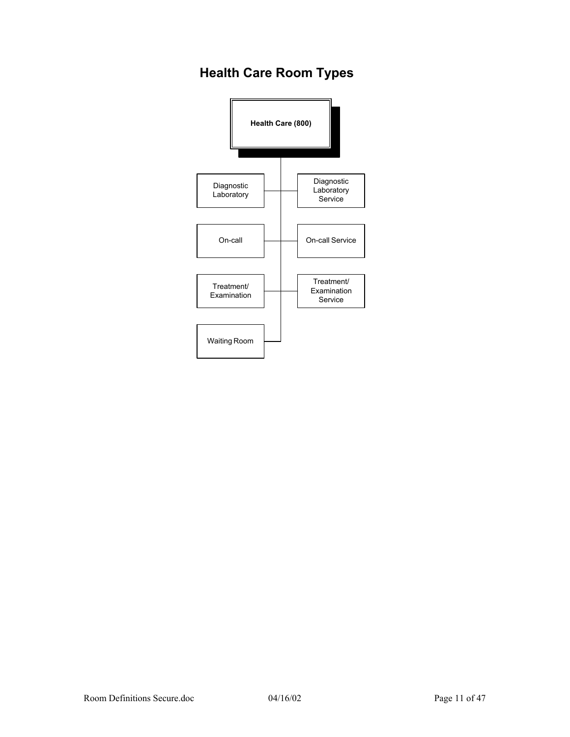# Health Care Room Types

- **Health Care (800)**
  - Diagnostic Laboratory
  - Diagnostic Laboratory Service
  - On-call
  - On-call Service
  - Treatment/ Examination
  - Treatment/ Examination Service
  - Waiting Room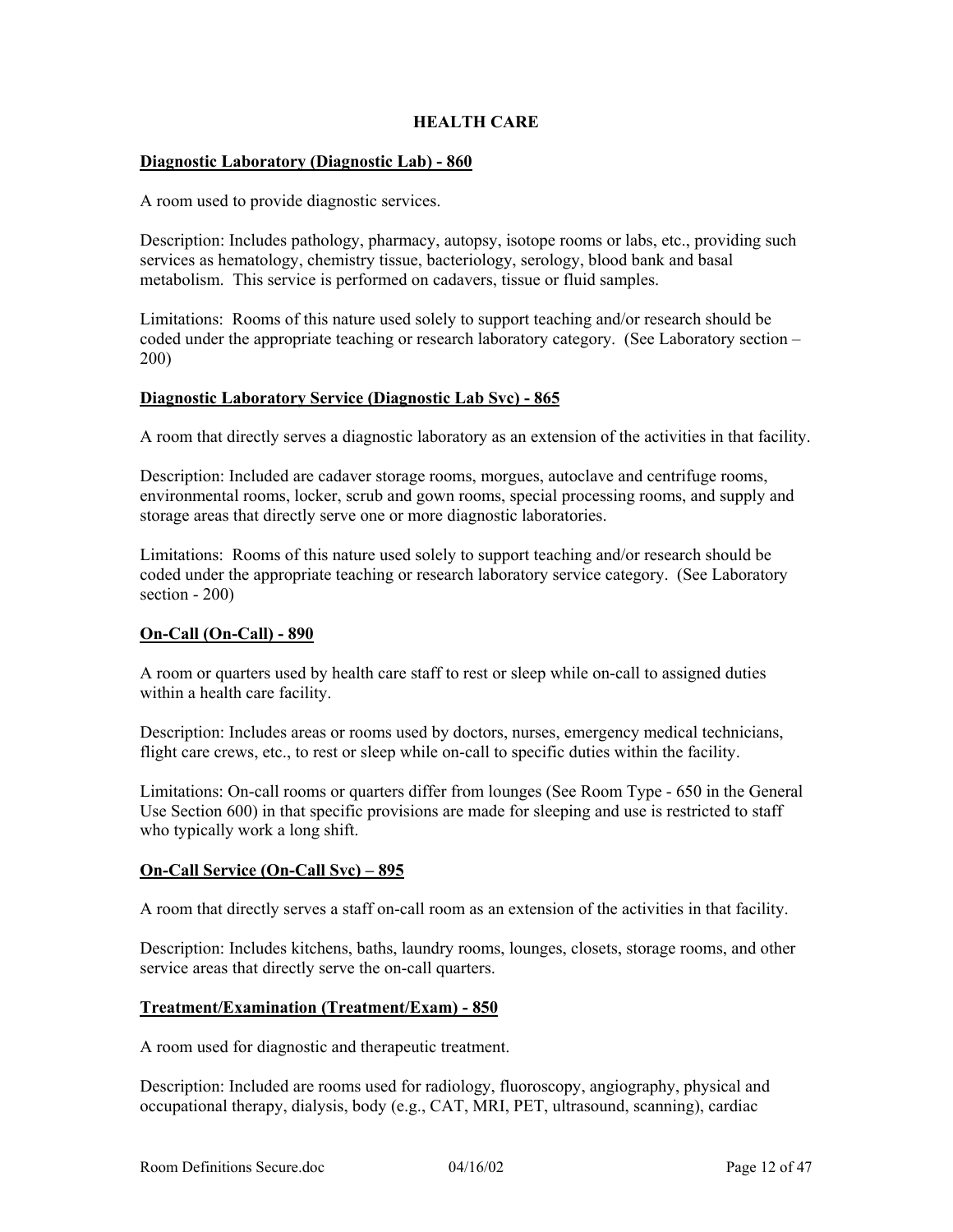# HEALTH CARE

**<u>Diagnostic Laboratory (Diagnostic Lab) - 860</u>**

A room used to provide diagnostic services.

Description: Includes pathology, pharmacy, autopsy, isotope rooms or labs, etc., providing such services as hematology, chemistry tissue, bacteriology, serology, blood bank and basal metabolism. This service is performed on cadavers, tissue or fluid samples.

Limitations: Rooms of this nature used solely to support teaching and/or research should be coded under the appropriate teaching or research laboratory category. (See Laboratory section – 200)

**<u>Diagnostic Laboratory Service (Diagnostic Lab Svc) - 865</u>**

A room that directly serves a diagnostic laboratory as an extension of the activities in that facility.

Description: Included are cadaver storage rooms, morgues, autoclave and centrifuge rooms, environmental rooms, locker, scrub and gown rooms, special processing rooms, and supply and storage areas that directly serve one or more diagnostic laboratories.

Limitations: Rooms of this nature used solely to support teaching and/or research should be coded under the appropriate teaching or research laboratory service category. (See Laboratory section - 200)

**<u>On-Call (On-Call) - 890</u>**

A room or quarters used by health care staff to rest or sleep while on-call to assigned duties within a health care facility.

Description: Includes areas or rooms used by doctors, nurses, emergency medical technicians, flight care crews, etc., to rest or sleep while on-call to specific duties within the facility.

Limitations: On-call rooms or quarters differ from lounges (See Room Type - 650 in the General Use Section 600) in that specific provisions are made for sleeping and use is restricted to staff who typically work a long shift.

**<u>On-Call Service (On-Call Svc) – 895</u>**

A room that directly serves a staff on-call room as an extension of the activities in that facility.

Description: Includes kitchens, baths, laundry rooms, lounges, closets, storage rooms, and other service areas that directly serve the on-call quarters.

**<u>Treatment/Examination (Treatment/Exam) - 850</u>**

A room used for diagnostic and therapeutic treatment.

Description: Included are rooms used for radiology, fluoroscopy, angiography, physical and occupational therapy, dialysis, body (e.g., CAT, MRI, PET, ultrasound, scanning), cardiac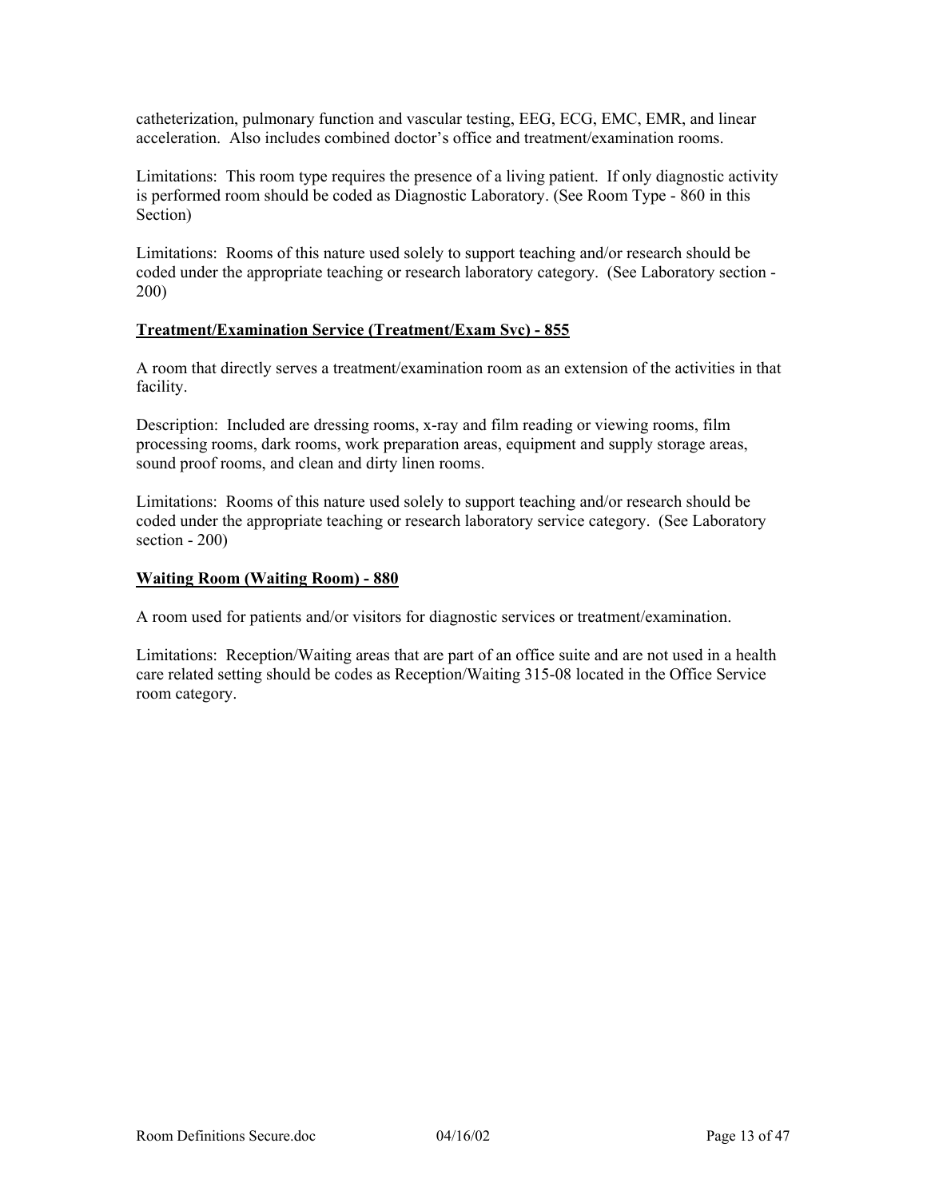catheterization, pulmonary function and vascular testing, EEG, ECG, EMC, EMR, and linear acceleration. Also includes combined doctor's office and treatment/examination rooms.

Limitations: This room type requires the presence of a living patient. If only diagnostic activity is performed room should be coded as Diagnostic Laboratory. (See Room Type - 860 in this Section)

Limitations: Rooms of this nature used solely to support teaching and/or research should be coded under the appropriate teaching or research laboratory category. (See Laboratory section - 200)

**Treatment/Examination Service (Treatment/Exam Svc) - 855**

A room that directly serves a treatment/examination room as an extension of the activities in that facility.

Description: Included are dressing rooms, x-ray and film reading or viewing rooms, film processing rooms, dark rooms, work preparation areas, equipment and supply storage areas, sound proof rooms, and clean and dirty linen rooms.

Limitations: Rooms of this nature used solely to support teaching and/or research should be coded under the appropriate teaching or research laboratory service category. (See Laboratory section - 200)

**Waiting Room (Waiting Room) - 880**

A room used for patients and/or visitors for diagnostic services or treatment/examination.

Limitations: Reception/Waiting areas that are part of an office suite and are not used in a health care related setting should be codes as Reception/Waiting 315-08 located in the Office Service room category.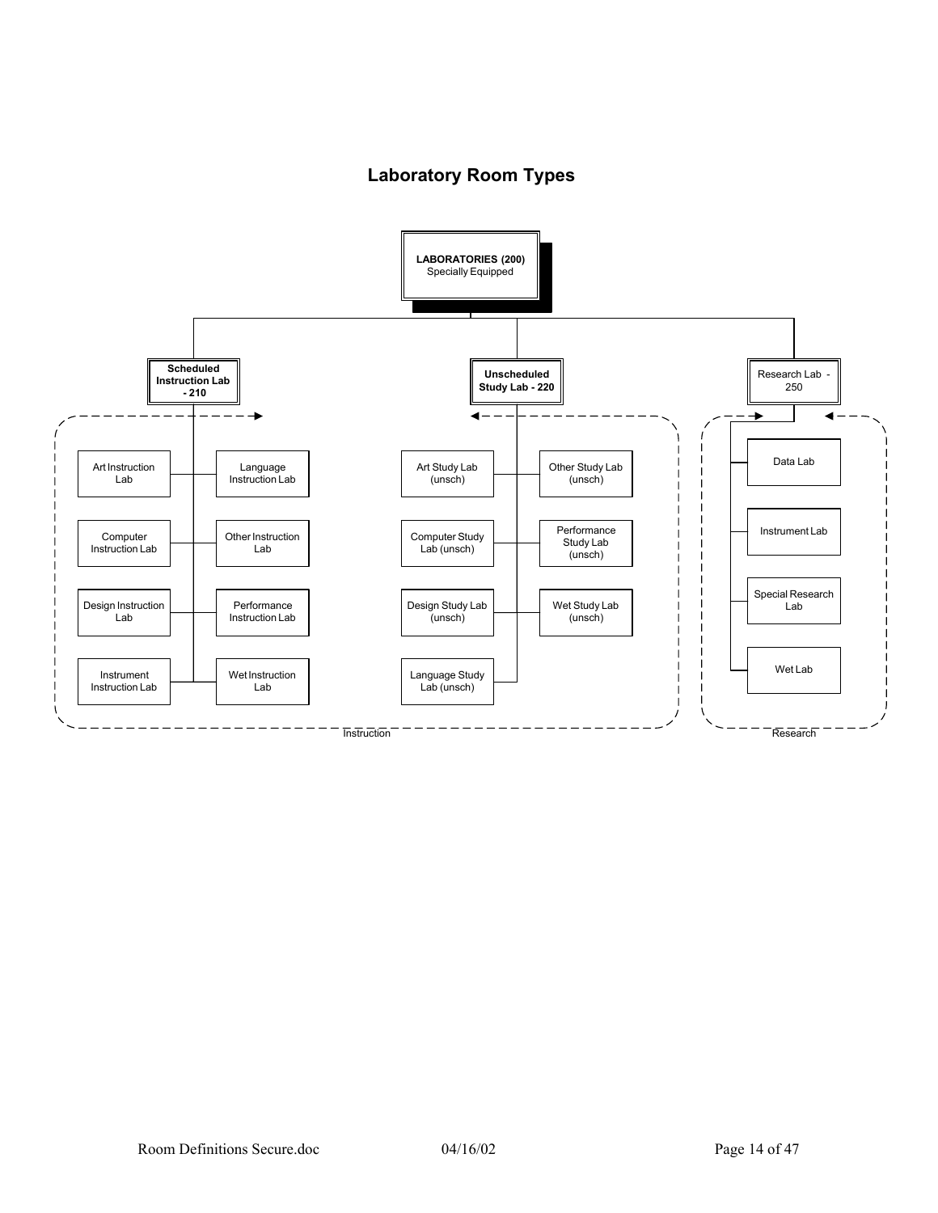## Laboratory Room Types

**LABORATORIES (200)**
Specially Equipped

- **Scheduled Instruction Lab - 210**
  - Art Instruction Lab
  - Language Instruction Lab
  - Computer Instruction Lab
  - Other Instruction Lab
  - Design Instruction Lab
  - Performance Instruction Lab
  - Instrument Instruction Lab
  - Wet Instruction Lab
- **Unscheduled Study Lab - 220**
  - Art Study Lab (unsch)
  - Other Study Lab (unsch)
  - Computer Study Lab (unsch)
  - Performance Study Lab (unsch)
  - Design Study Lab (unsch)
  - Wet Study Lab (unsch)
  - Language Study Lab (unsch)
- Research Lab - 250
  - Data Lab
  - Instrument Lab
  - Special Research Lab
  - Wet Lab

Instruction

Research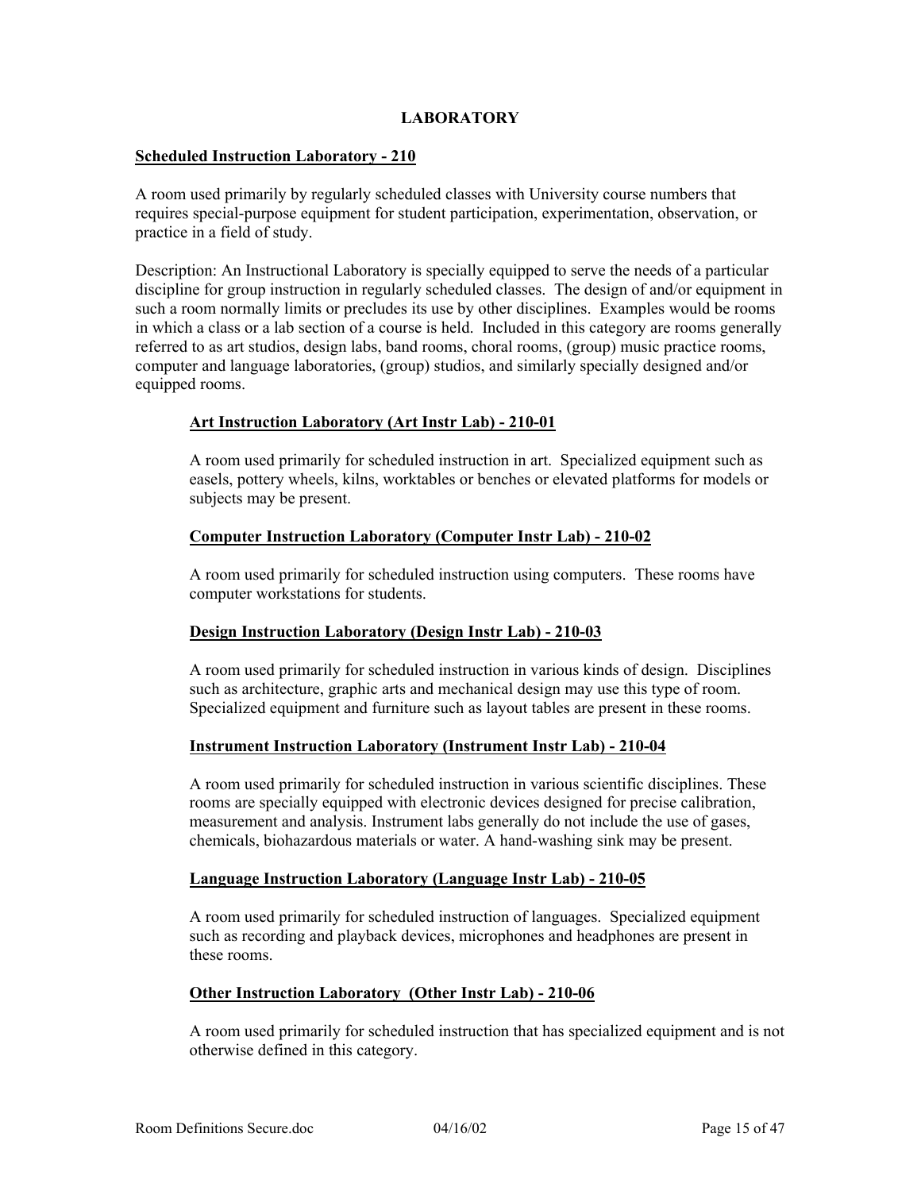# LABORATORY

## Scheduled Instruction Laboratory - 210

A room used primarily by regularly scheduled classes with University course numbers that requires special-purpose equipment for student participation, experimentation, observation, or practice in a field of study.

Description: An Instructional Laboratory is specially equipped to serve the needs of a particular discipline for group instruction in regularly scheduled classes. The design of and/or equipment in such a room normally limits or precludes its use by other disciplines. Examples would be rooms in which a class or a lab section of a course is held. Included in this category are rooms generally referred to as art studios, design labs, band rooms, choral rooms, (group) music practice rooms, computer and language laboratories, (group) studios, and similarly specially designed and/or equipped rooms.

### Art Instruction Laboratory (Art Instr Lab) - 210-01

A room used primarily for scheduled instruction in art. Specialized equipment such as easels, pottery wheels, kilns, worktables or benches or elevated platforms for models or subjects may be present.

### Computer Instruction Laboratory (Computer Instr Lab) - 210-02

A room used primarily for scheduled instruction using computers. These rooms have computer workstations for students.

### Design Instruction Laboratory (Design Instr Lab) - 210-03

A room used primarily for scheduled instruction in various kinds of design. Disciplines such as architecture, graphic arts and mechanical design may use this type of room. Specialized equipment and furniture such as layout tables are present in these rooms.

### Instrument Instruction Laboratory (Instrument Instr Lab) - 210-04

A room used primarily for scheduled instruction in various scientific disciplines. These rooms are specially equipped with electronic devices designed for precise calibration, measurement and analysis. Instrument labs generally do not include the use of gases, chemicals, biohazardous materials or water. A hand-washing sink may be present.

### Language Instruction Laboratory (Language Instr Lab) - 210-05

A room used primarily for scheduled instruction of languages. Specialized equipment such as recording and playback devices, microphones and headphones are present in these rooms.

### Other Instruction Laboratory (Other Instr Lab) - 210-06

A room used primarily for scheduled instruction that has specialized equipment and is not otherwise defined in this category.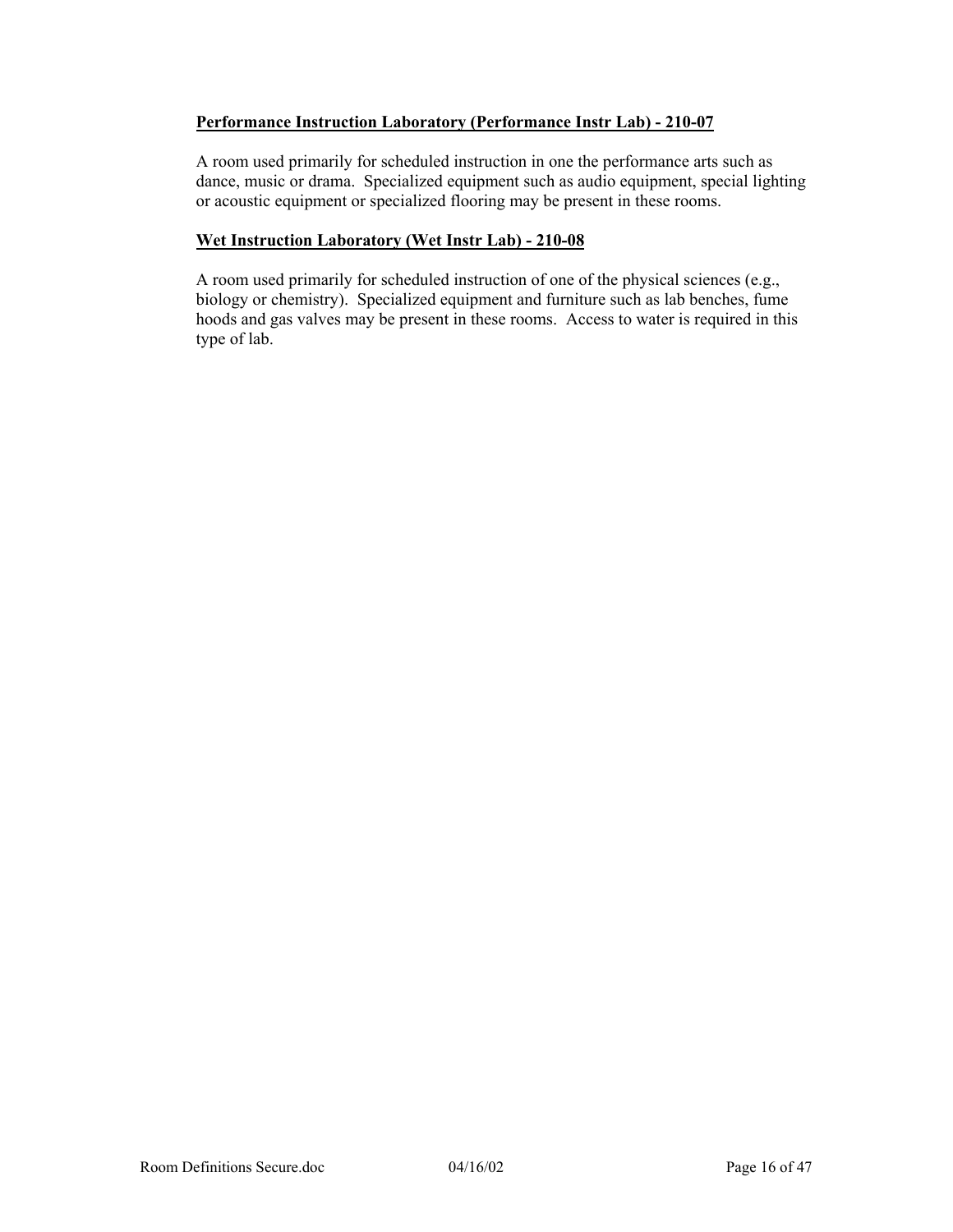**Performance Instruction Laboratory (Performance Instr Lab) - 210-07**

A room used primarily for scheduled instruction in one the performance arts such as dance, music or drama. Specialized equipment such as audio equipment, special lighting or acoustic equipment or specialized flooring may be present in these rooms.

**Wet Instruction Laboratory (Wet Instr Lab) - 210-08**

A room used primarily for scheduled instruction of one of the physical sciences (e.g., biology or chemistry). Specialized equipment and furniture such as lab benches, fume hoods and gas valves may be present in these rooms. Access to water is required in this type of lab.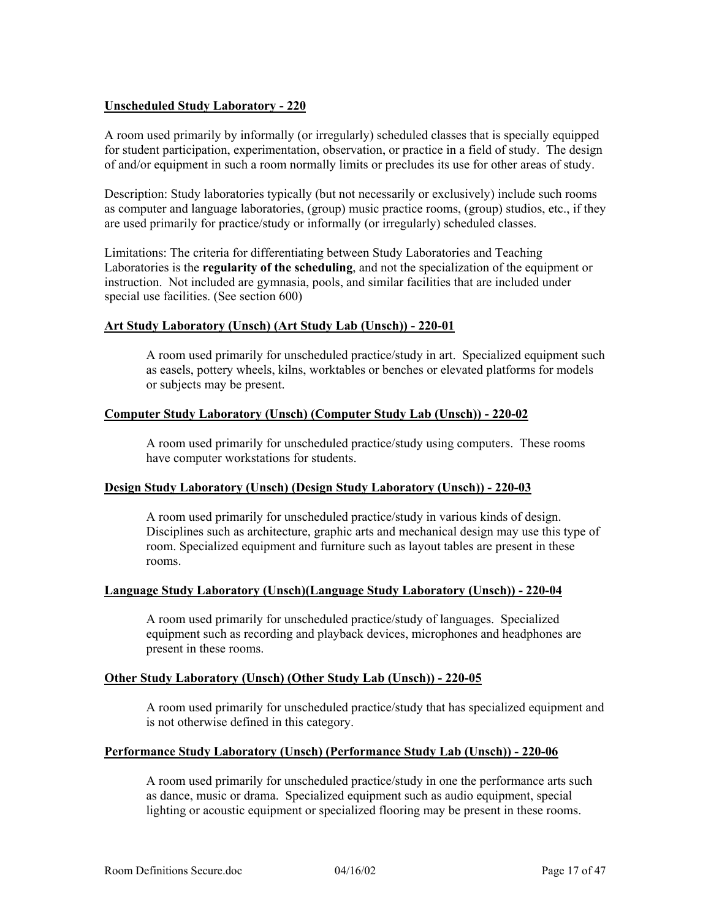**Unscheduled Study Laboratory - 220**

A room used primarily by informally (or irregularly) scheduled classes that is specially equipped for student participation, experimentation, observation, or practice in a field of study. The design of and/or equipment in such a room normally limits or precludes its use for other areas of study.

Description: Study laboratories typically (but not necessarily or exclusively) include such rooms as computer and language laboratories, (group) music practice rooms, (group) studios, etc., if they are used primarily for practice/study or informally (or irregularly) scheduled classes.

Limitations: The criteria for differentiating between Study Laboratories and Teaching Laboratories is the **regularity of the scheduling**, and not the specialization of the equipment or instruction. Not included are gymnasia, pools, and similar facilities that are included under special use facilities. (See section 600)

**Art Study Laboratory (Unsch) (Art Study Lab (Unsch)) - 220-01**

A room used primarily for unscheduled practice/study in art. Specialized equipment such as easels, pottery wheels, kilns, worktables or benches or elevated platforms for models or subjects may be present.

**Computer Study Laboratory (Unsch) (Computer Study Lab (Unsch)) - 220-02**

A room used primarily for unscheduled practice/study using computers. These rooms have computer workstations for students.

**Design Study Laboratory (Unsch) (Design Study Laboratory (Unsch)) - 220-03**

A room used primarily for unscheduled practice/study in various kinds of design. Disciplines such as architecture, graphic arts and mechanical design may use this type of room. Specialized equipment and furniture such as layout tables are present in these rooms.

**Language Study Laboratory (Unsch)(Language Study Laboratory (Unsch)) - 220-04**

A room used primarily for unscheduled practice/study of languages. Specialized equipment such as recording and playback devices, microphones and headphones are present in these rooms.

**Other Study Laboratory (Unsch) (Other Study Lab (Unsch)) - 220-05**

A room used primarily for unscheduled practice/study that has specialized equipment and is not otherwise defined in this category.

**Performance Study Laboratory (Unsch) (Performance Study Lab (Unsch)) - 220-06**

A room used primarily for unscheduled practice/study in one the performance arts such as dance, music or drama. Specialized equipment such as audio equipment, special lighting or acoustic equipment or specialized flooring may be present in these rooms.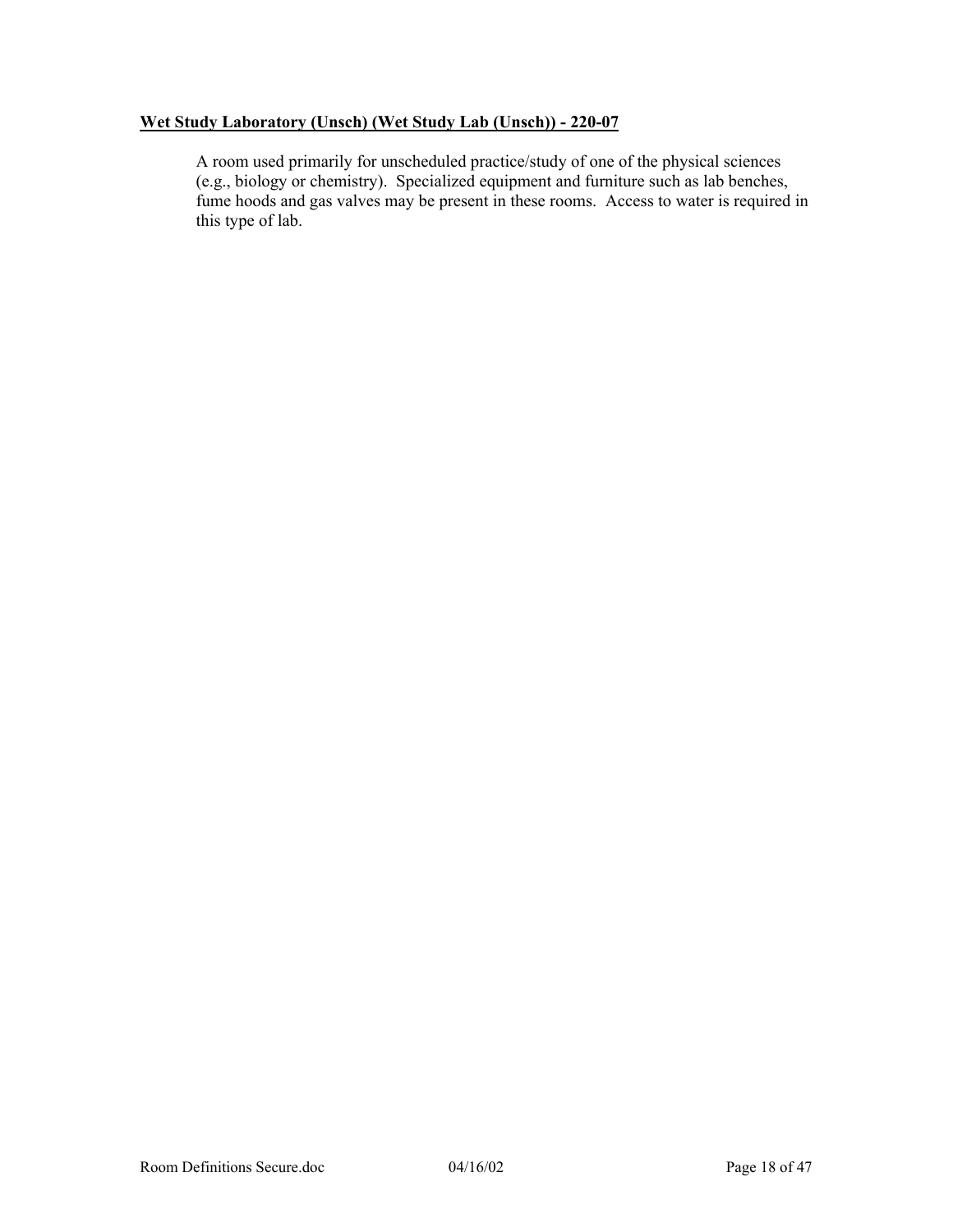**Wet Study Laboratory (Unsch) (Wet Study Lab (Unsch)) - 220-07**

A room used primarily for unscheduled practice/study of one of the physical sciences (e.g., biology or chemistry). Specialized equipment and furniture such as lab benches, fume hoods and gas valves may be present in these rooms. Access to water is required in this type of lab.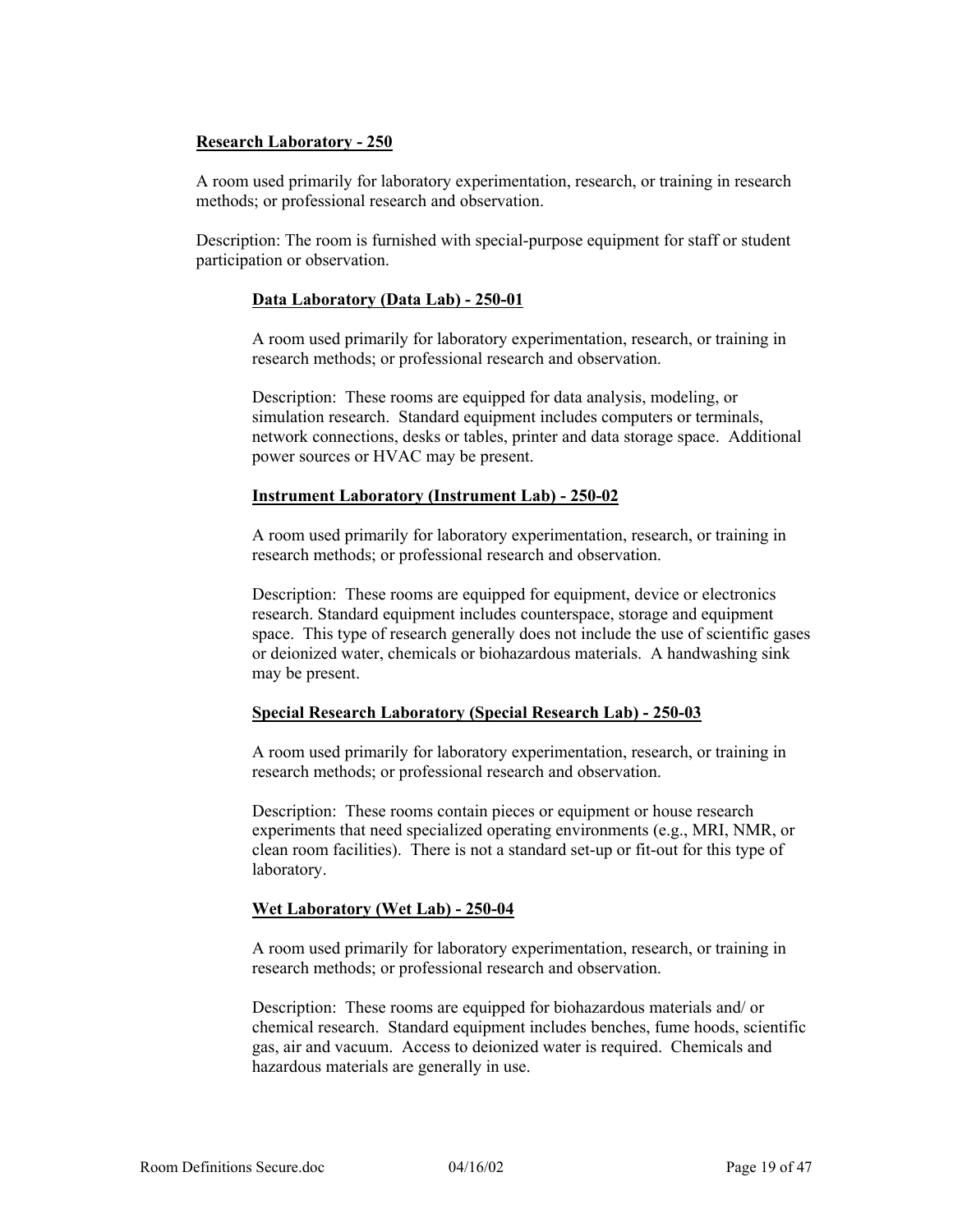## Research Laboratory - 250

A room used primarily for laboratory experimentation, research, or training in research methods; or professional research and observation.

Description: The room is furnished with special-purpose equipment for staff or student participation or observation.

### Data Laboratory (Data Lab) - 250-01

A room used primarily for laboratory experimentation, research, or training in research methods; or professional research and observation.

Description: These rooms are equipped for data analysis, modeling, or simulation research. Standard equipment includes computers or terminals, network connections, desks or tables, printer and data storage space. Additional power sources or HVAC may be present.

### Instrument Laboratory (Instrument Lab) - 250-02

A room used primarily for laboratory experimentation, research, or training in research methods; or professional research and observation.

Description: These rooms are equipped for equipment, device or electronics research. Standard equipment includes counterspace, storage and equipment space. This type of research generally does not include the use of scientific gases or deionized water, chemicals or biohazardous materials. A handwashing sink may be present.

### Special Research Laboratory (Special Research Lab) - 250-03

A room used primarily for laboratory experimentation, research, or training in research methods; or professional research and observation.

Description: These rooms contain pieces or equipment or house research experiments that need specialized operating environments (e.g., MRI, NMR, or clean room facilities). There is not a standard set-up or fit-out for this type of laboratory.

### Wet Laboratory (Wet Lab) - 250-04

A room used primarily for laboratory experimentation, research, or training in research methods; or professional research and observation.

Description: These rooms are equipped for biohazardous materials and/ or chemical research. Standard equipment includes benches, fume hoods, scientific gas, air and vacuum. Access to deionized water is required. Chemicals and hazardous materials are generally in use.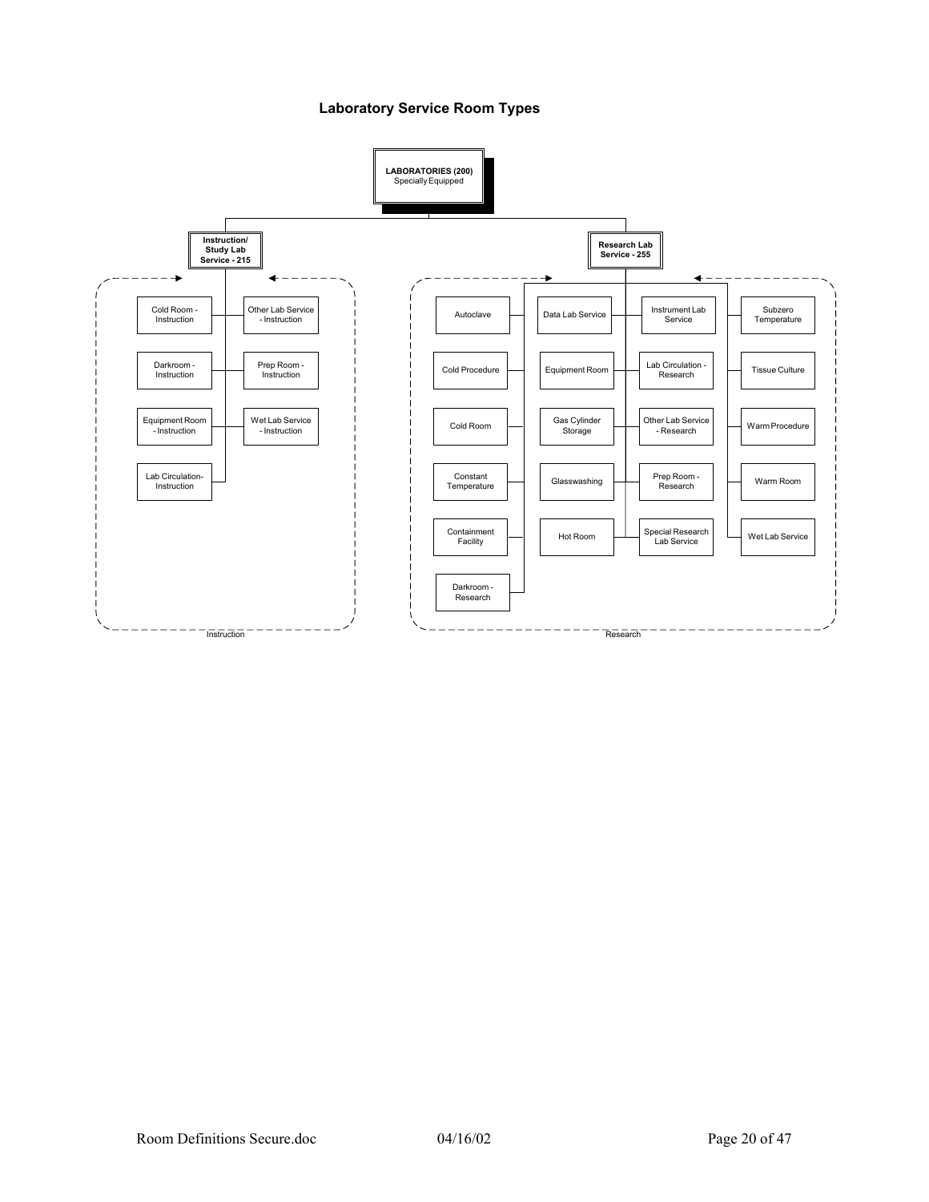### Laboratory Service Room Types

**LABORATORIES (200)**
Specially Equipped

- **Instruction/Study Lab Service - 215**
  - Instruction
    - Cold Room - Instruction
    - Darkroom - Instruction
    - Equipment Room - Instruction
    - Lab Circulation-Instruction
    - Other Lab Service - Instruction
    - Prep Room - Instruction
    - Wet Lab Service - Instruction

- **Research Lab Service - 255**
  - Research
    - Autoclave
    - Cold Procedure
    - Cold Room
    - Constant Temperature
    - Containment Facility
    - Darkroom - Research
    - Data Lab Service
    - Equipment Room
    - Gas Cylinder Storage
    - Glasswashing
    - Hot Room
    - Instrument Lab Service
    - Lab Circulation - Research
    - Other Lab Service - Research
    - Prep Room - Research
    - Special Research Lab Service
    - Subzero Temperature
    - Tissue Culture
    - Warm Procedure
    - Warm Room
    - Wet Lab Service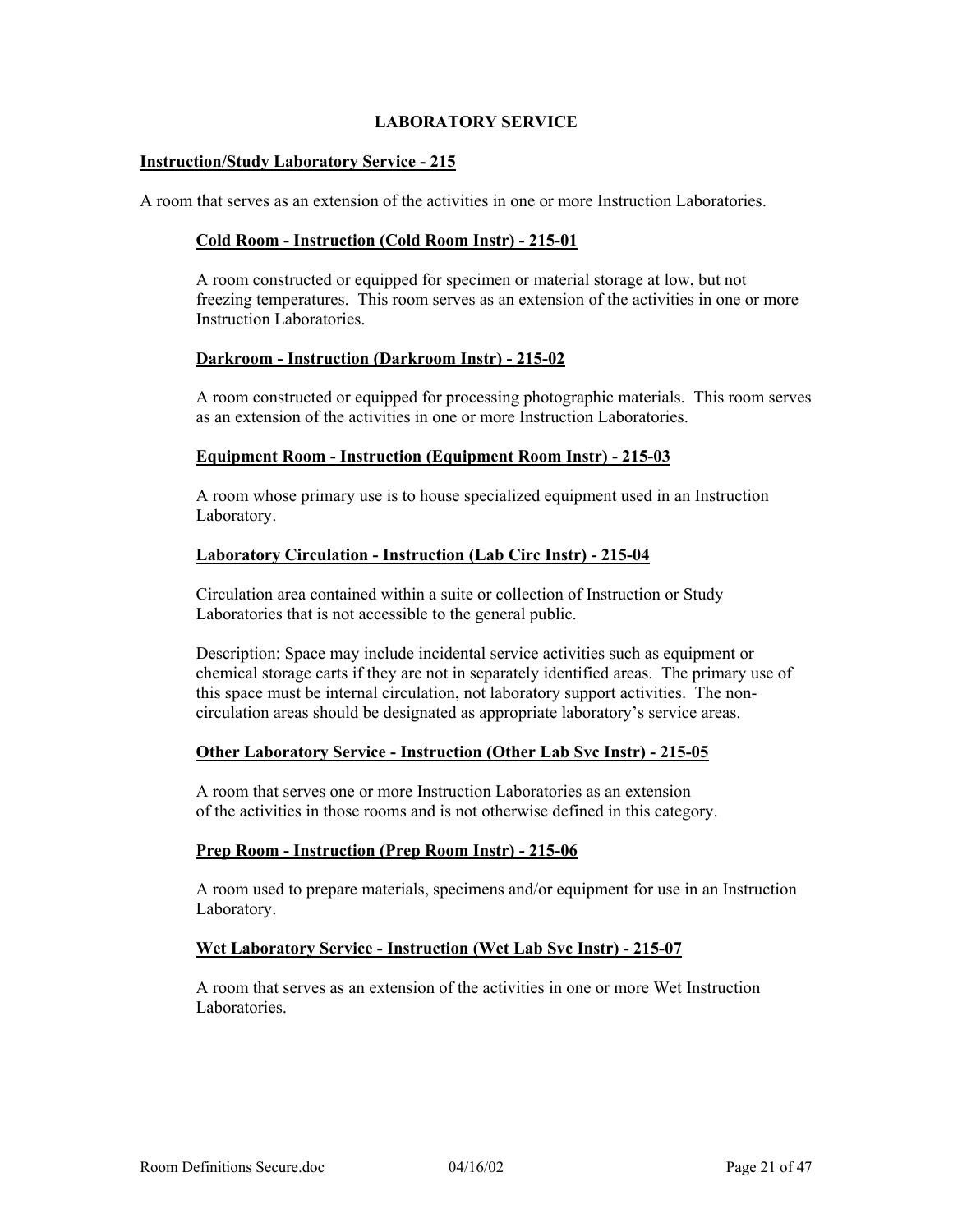# LABORATORY SERVICE

## Instruction/Study Laboratory Service - 215

A room that serves as an extension of the activities in one or more Instruction Laboratories.

### Cold Room - Instruction (Cold Room Instr) - 215-01

A room constructed or equipped for specimen or material storage at low, but not freezing temperatures. This room serves as an extension of the activities in one or more Instruction Laboratories.

### Darkroom - Instruction (Darkroom Instr) - 215-02

A room constructed or equipped for processing photographic materials. This room serves as an extension of the activities in one or more Instruction Laboratories.

### Equipment Room - Instruction (Equipment Room Instr) - 215-03

A room whose primary use is to house specialized equipment used in an Instruction Laboratory.

### Laboratory Circulation - Instruction (Lab Circ Instr) - 215-04

Circulation area contained within a suite or collection of Instruction or Study Laboratories that is not accessible to the general public.

Description: Space may include incidental service activities such as equipment or chemical storage carts if they are not in separately identified areas. The primary use of this space must be internal circulation, not laboratory support activities. The non-circulation areas should be designated as appropriate laboratory's service areas.

### Other Laboratory Service - Instruction (Other Lab Svc Instr) - 215-05

A room that serves one or more Instruction Laboratories as an extension of the activities in those rooms and is not otherwise defined in this category.

### Prep Room - Instruction (Prep Room Instr) - 215-06

A room used to prepare materials, specimens and/or equipment for use in an Instruction Laboratory.

### Wet Laboratory Service - Instruction (Wet Lab Svc Instr) - 215-07

A room that serves as an extension of the activities in one or more Wet Instruction Laboratories.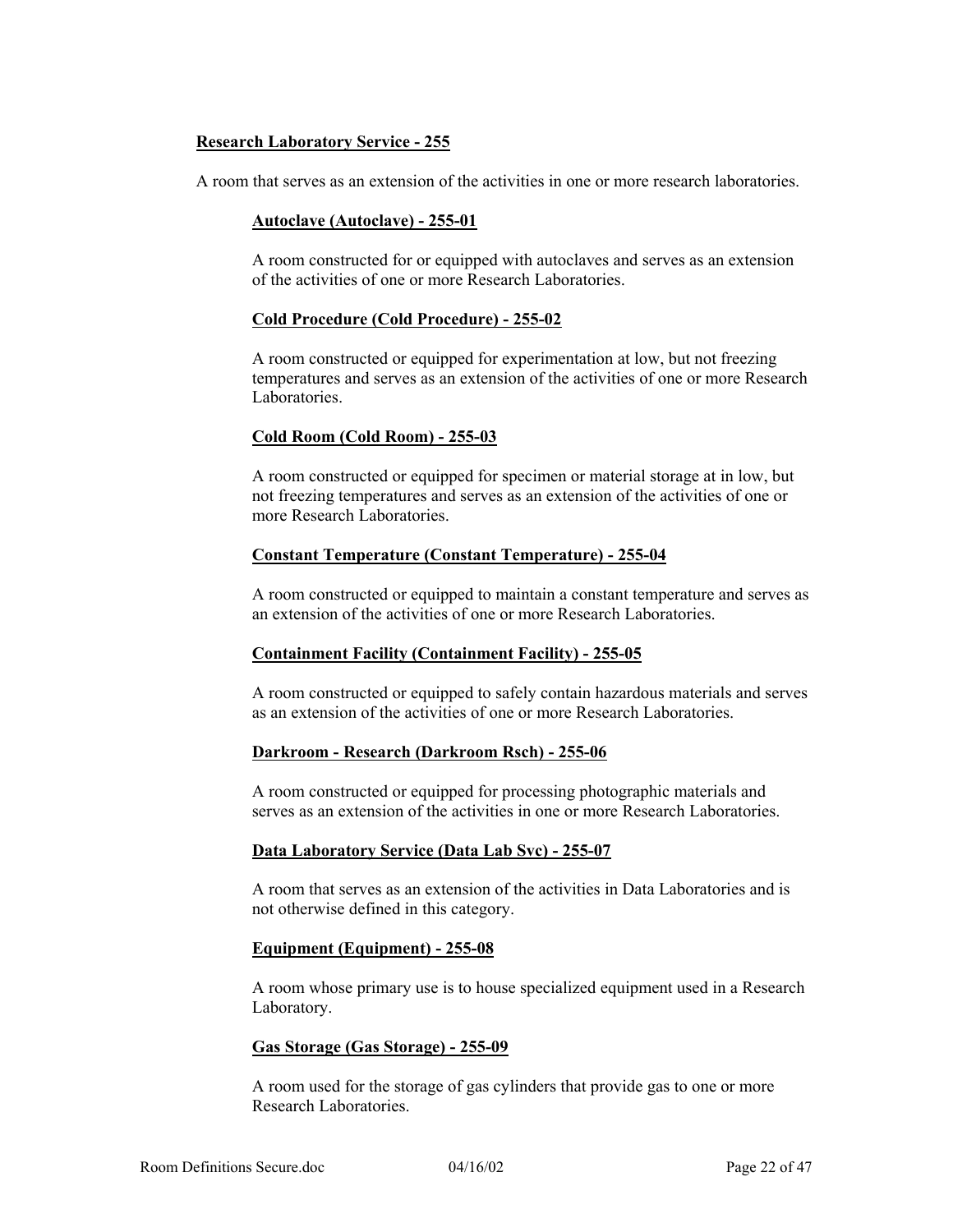## Research Laboratory Service - 255

A room that serves as an extension of the activities in one or more research laboratories.

### Autoclave (Autoclave) - 255-01

A room constructed for or equipped with autoclaves and serves as an extension of the activities of one or more Research Laboratories.

### Cold Procedure (Cold Procedure) - 255-02

A room constructed or equipped for experimentation at low, but not freezing temperatures and serves as an extension of the activities of one or more Research Laboratories.

### Cold Room (Cold Room) - 255-03

A room constructed or equipped for specimen or material storage at in low, but not freezing temperatures and serves as an extension of the activities of one or more Research Laboratories.

### Constant Temperature (Constant Temperature) - 255-04

A room constructed or equipped to maintain a constant temperature and serves as an extension of the activities of one or more Research Laboratories.

### Containment Facility (Containment Facility) - 255-05

A room constructed or equipped to safely contain hazardous materials and serves as an extension of the activities of one or more Research Laboratories.

### Darkroom - Research (Darkroom Rsch) - 255-06

A room constructed or equipped for processing photographic materials and serves as an extension of the activities in one or more Research Laboratories.

### Data Laboratory Service (Data Lab Svc) - 255-07

A room that serves as an extension of the activities in Data Laboratories and is not otherwise defined in this category.

### Equipment (Equipment) - 255-08

A room whose primary use is to house specialized equipment used in a Research Laboratory.

### Gas Storage (Gas Storage) - 255-09

A room used for the storage of gas cylinders that provide gas to one or more Research Laboratories.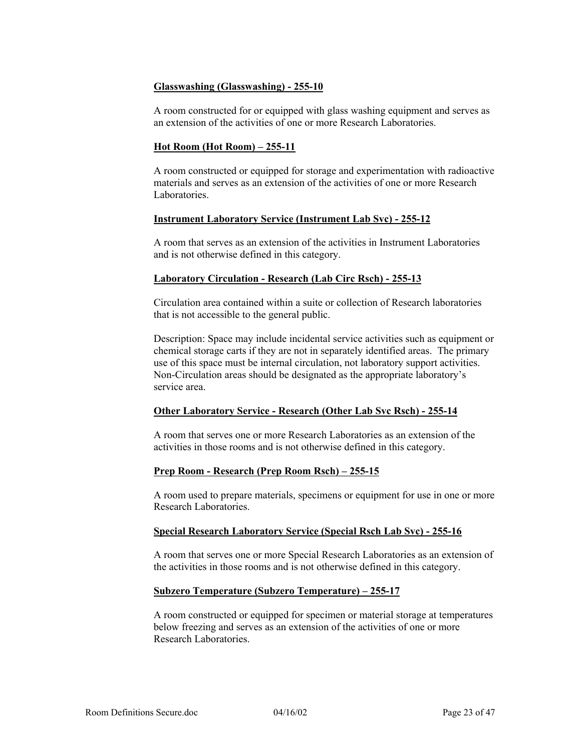**Glasswashing (Glasswashing) - 255-10**

A room constructed for or equipped with glass washing equipment and serves as an extension of the activities of one or more Research Laboratories.

**Hot Room (Hot Room) – 255-11**

A room constructed or equipped for storage and experimentation with radioactive materials and serves as an extension of the activities of one or more Research Laboratories.

**Instrument Laboratory Service (Instrument Lab Svc) - 255-12**

A room that serves as an extension of the activities in Instrument Laboratories and is not otherwise defined in this category.

**Laboratory Circulation - Research (Lab Circ Rsch) - 255-13**

Circulation area contained within a suite or collection of Research laboratories that is not accessible to the general public.

Description: Space may include incidental service activities such as equipment or chemical storage carts if they are not in separately identified areas. The primary use of this space must be internal circulation, not laboratory support activities. Non-Circulation areas should be designated as the appropriate laboratory's service area.

**Other Laboratory Service - Research (Other Lab Svc Rsch) - 255-14**

A room that serves one or more Research Laboratories as an extension of the activities in those rooms and is not otherwise defined in this category.

**Prep Room - Research (Prep Room Rsch) – 255-15**

A room used to prepare materials, specimens or equipment for use in one or more Research Laboratories.

**Special Research Laboratory Service (Special Rsch Lab Svc) - 255-16**

A room that serves one or more Special Research Laboratories as an extension of the activities in those rooms and is not otherwise defined in this category.

**Subzero Temperature (Subzero Temperature) – 255-17**

A room constructed or equipped for specimen or material storage at temperatures below freezing and serves as an extension of the activities of one or more Research Laboratories.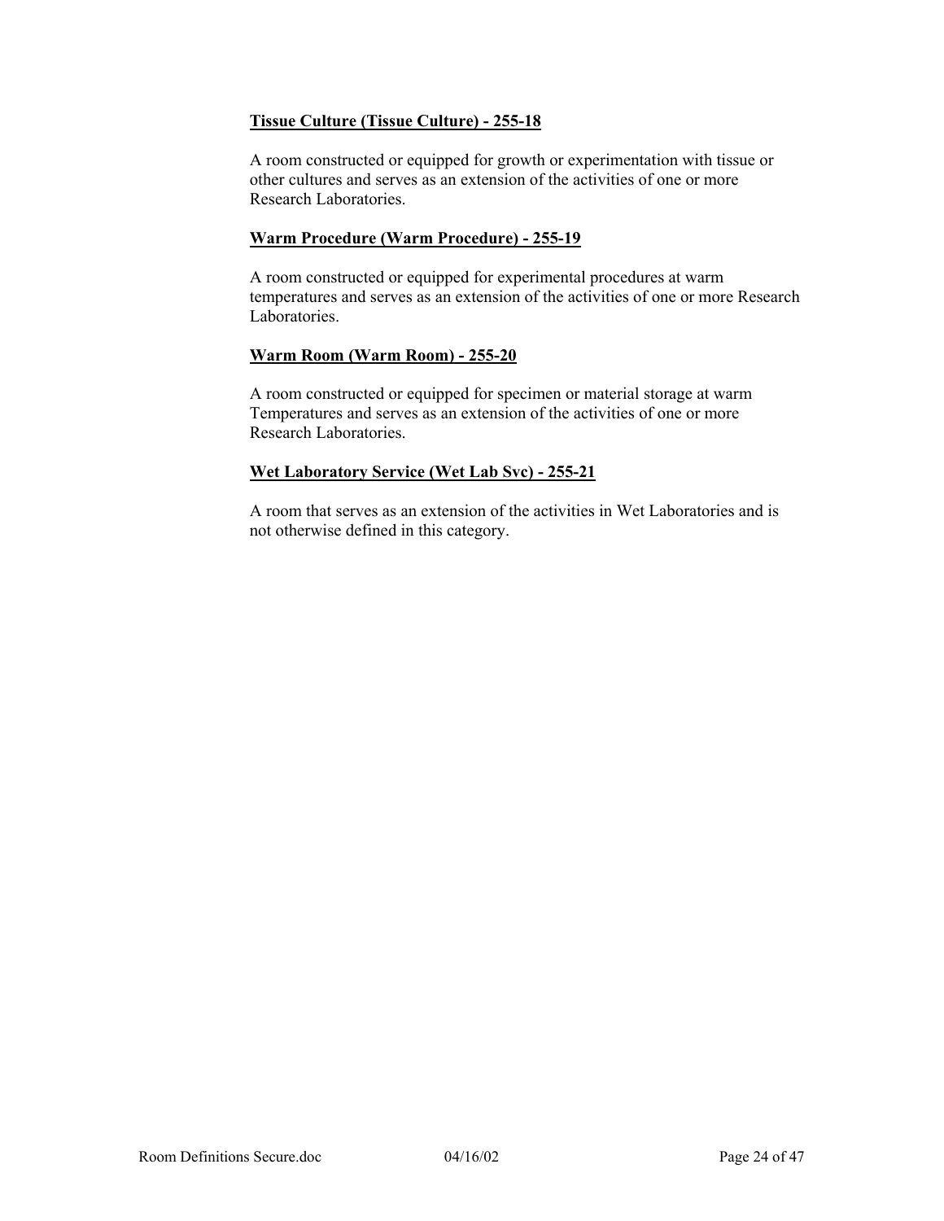**Tissue Culture (Tissue Culture) - 255-18**

A room constructed or equipped for growth or experimentation with tissue or other cultures and serves as an extension of the activities of one or more Research Laboratories.

**Warm Procedure (Warm Procedure) - 255-19**

A room constructed or equipped for experimental procedures at warm temperatures and serves as an extension of the activities of one or more Research Laboratories.

**Warm Room (Warm Room) - 255-20**

A room constructed or equipped for specimen or material storage at warm Temperatures and serves as an extension of the activities of one or more Research Laboratories.

**Wet Laboratory Service (Wet Lab Svc) - 255-21**

A room that serves as an extension of the activities in Wet Laboratories and is not otherwise defined in this category.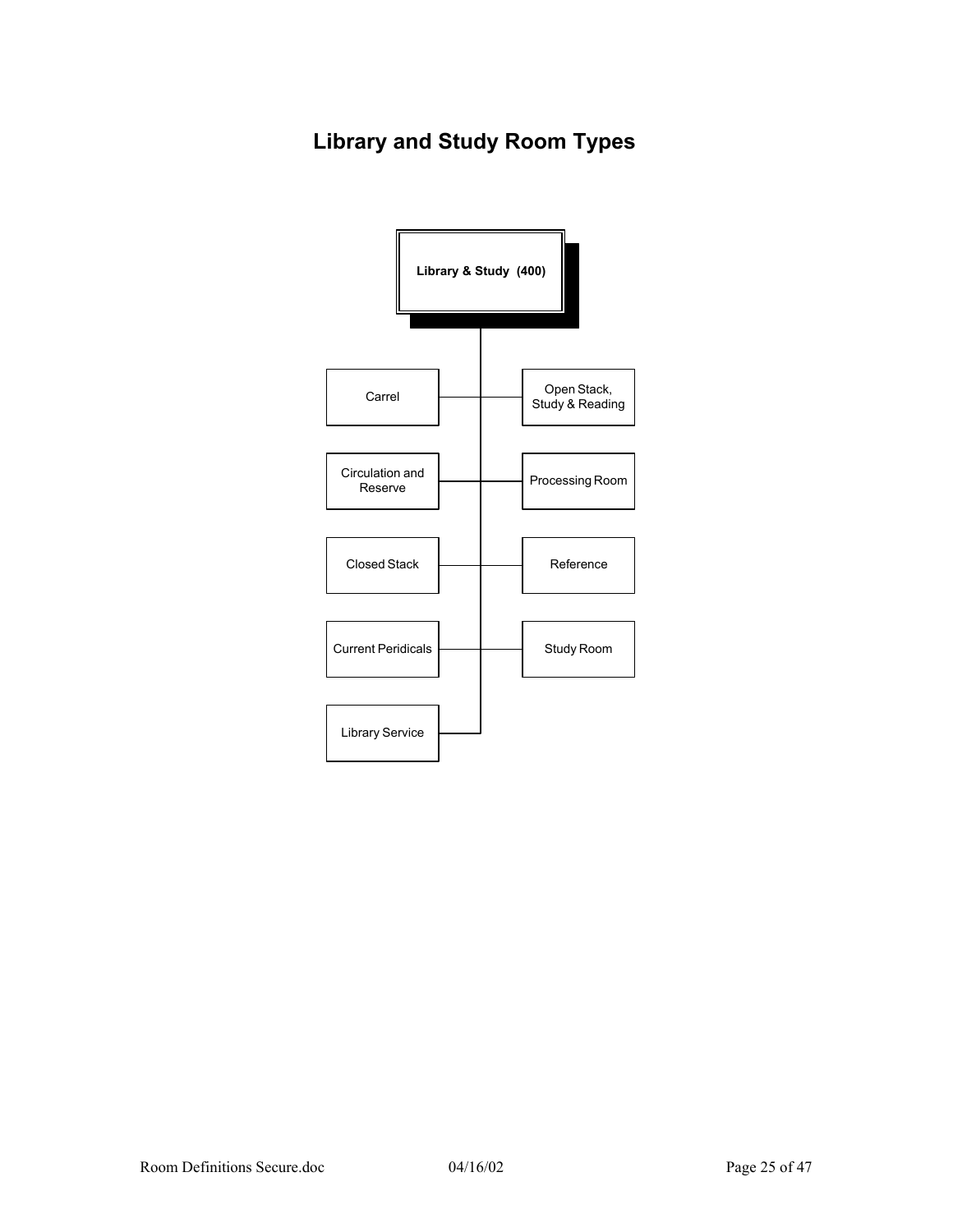# Library and Study Room Types

- **Library & Study (400)**
  - Carrel
  - Open Stack, Study & Reading
  - Circulation and Reserve
  - Processing Room
  - Closed Stack
  - Reference
  - Current Peridicals
  - Study Room
  - Library Service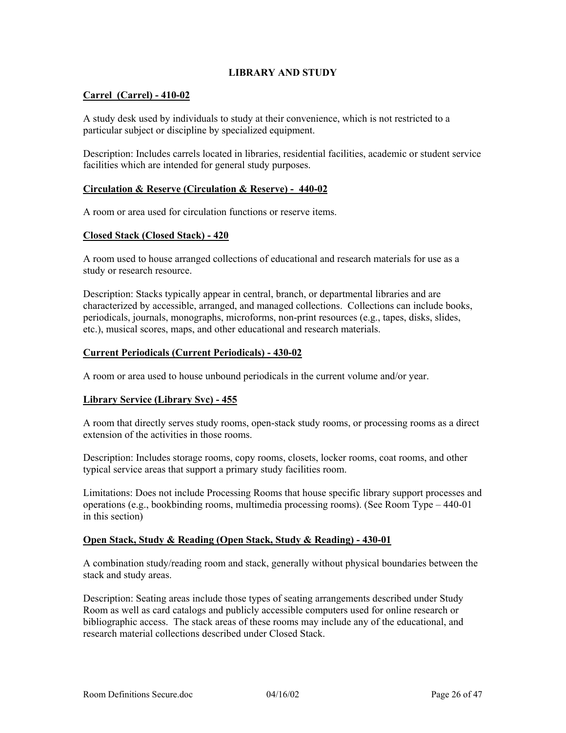## LIBRARY AND STUDY

### Carrel  (Carrel) - 410-02

A study desk used by individuals to study at their convenience, which is not restricted to a particular subject or discipline by specialized equipment.

Description: Includes carrels located in libraries, residential facilities, academic or student service facilities which are intended for general study purposes.

### Circulation & Reserve (Circulation & Reserve) -  440-02

A room or area used for circulation functions or reserve items.

### Closed Stack (Closed Stack) - 420

A room used to house arranged collections of educational and research materials for use as a study or research resource.

Description: Stacks typically appear in central, branch, or departmental libraries and are characterized by accessible, arranged, and managed collections.  Collections can include books, periodicals, journals, monographs, microforms, non-print resources (e.g., tapes, disks, slides, etc.), musical scores, maps, and other educational and research materials.

### Current Periodicals (Current Periodicals) - 430-02

A room or area used to house unbound periodicals in the current volume and/or year.

### Library Service (Library Svc) - 455

A room that directly serves study rooms, open-stack study rooms, or processing rooms as a direct extension of the activities in those rooms.

Description: Includes storage rooms, copy rooms, closets, locker rooms, coat rooms, and other typical service areas that support a primary study facilities room.

Limitations: Does not include Processing Rooms that house specific library support processes and operations (e.g., bookbinding rooms, multimedia processing rooms). (See Room Type – 440-01 in this section)

### Open Stack, Study & Reading (Open Stack, Study & Reading) - 430-01

A combination study/reading room and stack, generally without physical boundaries between the stack and study areas.

Description: Seating areas include those types of seating arrangements described under Study Room as well as card catalogs and publicly accessible computers used for online research or bibliographic access.  The stack areas of these rooms may include any of the educational, and research material collections described under Closed Stack.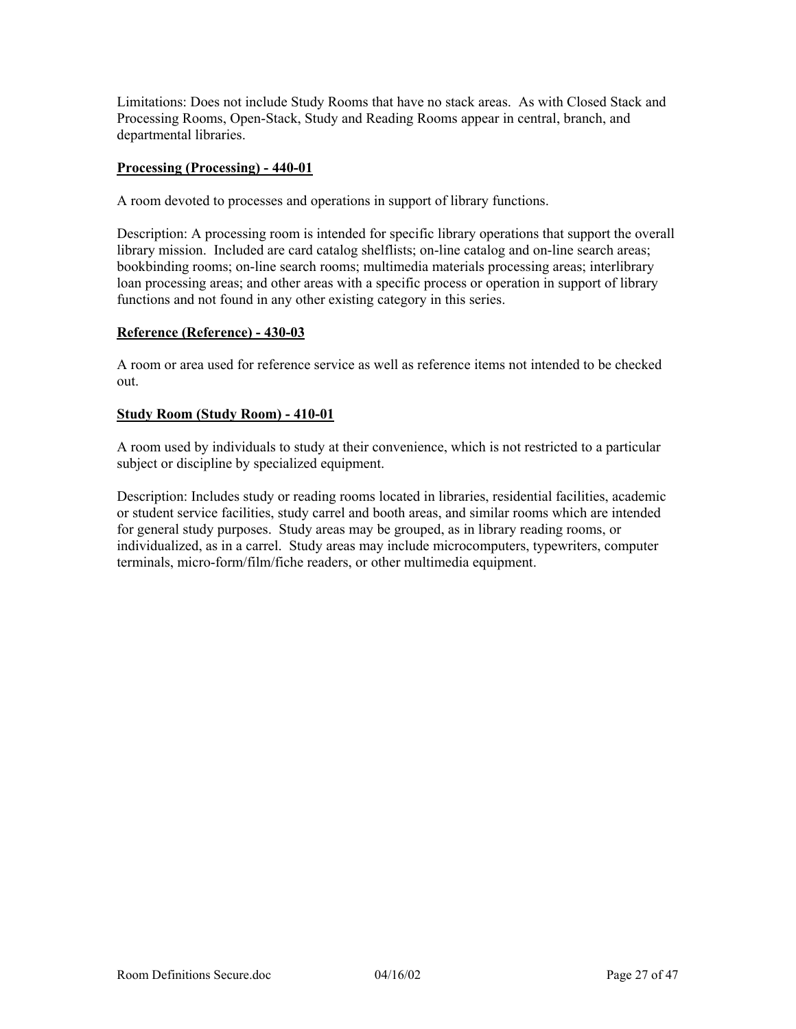Limitations: Does not include Study Rooms that have no stack areas. As with Closed Stack and Processing Rooms, Open-Stack, Study and Reading Rooms appear in central, branch, and departmental libraries.

### Processing (Processing) - 440-01

A room devoted to processes and operations in support of library functions.

Description: A processing room is intended for specific library operations that support the overall library mission. Included are card catalog shelflists; on-line catalog and on-line search areas; bookbinding rooms; on-line search rooms; multimedia materials processing areas; interlibrary loan processing areas; and other areas with a specific process or operation in support of library functions and not found in any other existing category in this series.

### Reference (Reference) - 430-03

A room or area used for reference service as well as reference items not intended to be checked out.

### Study Room (Study Room) - 410-01

A room used by individuals to study at their convenience, which is not restricted to a particular subject or discipline by specialized equipment.

Description: Includes study or reading rooms located in libraries, residential facilities, academic or student service facilities, study carrel and booth areas, and similar rooms which are intended for general study purposes. Study areas may be grouped, as in library reading rooms, or individualized, as in a carrel. Study areas may include microcomputers, typewriters, computer terminals, micro-form/film/fiche readers, or other multimedia equipment.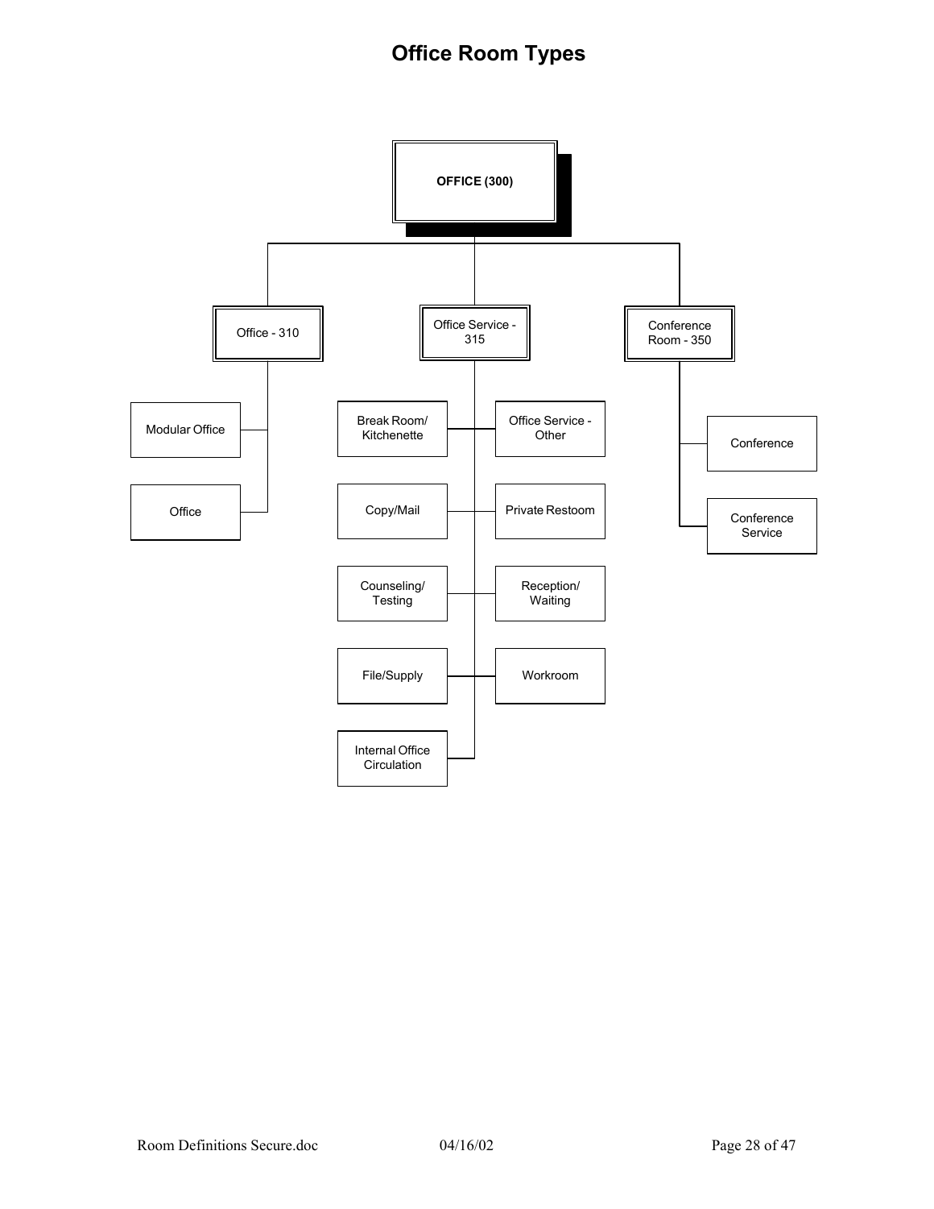# Office Room Types

- **OFFICE (300)**
  - Office - 310
    - Modular Office
    - Office
  - Office Service - 315
    - Break Room/ Kitchenette
    - Office Service - Other
    - Copy/Mail
    - Private Restoom
    - Counseling/ Testing
    - Reception/ Waiting
    - File/Supply
    - Workroom
    - Internal Office Circulation
  - Conference Room - 350
    - Conference
    - Conference Service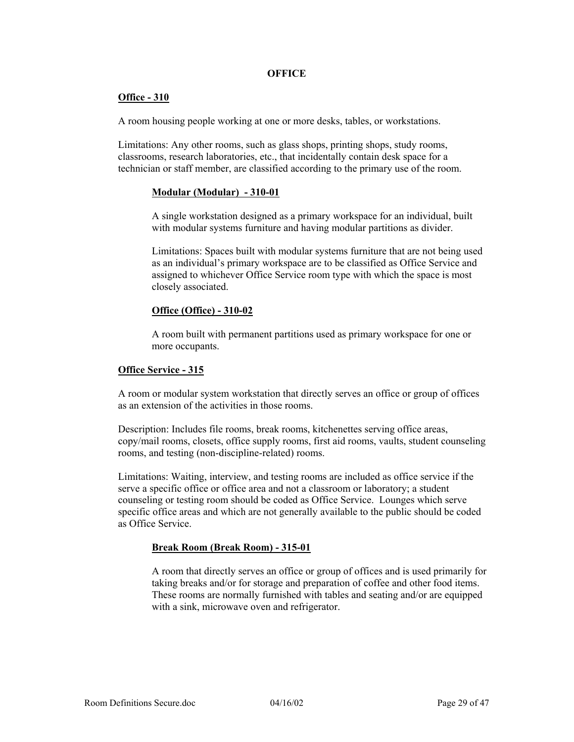# OFFICE

## Office - 310

A room housing people working at one or more desks, tables, or workstations.

Limitations: Any other rooms, such as glass shops, printing shops, study rooms, classrooms, research laboratories, etc., that incidentally contain desk space for a technician or staff member, are classified according to the primary use of the room.

### Modular (Modular) - 310-01

A single workstation designed as a primary workspace for an individual, built with modular systems furniture and having modular partitions as divider.

Limitations: Spaces built with modular systems furniture that are not being used as an individual's primary workspace are to be classified as Office Service and assigned to whichever Office Service room type with which the space is most closely associated.

### Office (Office) - 310-02

A room built with permanent partitions used as primary workspace for one or more occupants.

## Office Service - 315

A room or modular system workstation that directly serves an office or group of offices as an extension of the activities in those rooms.

Description: Includes file rooms, break rooms, kitchenettes serving office areas, copy/mail rooms, closets, office supply rooms, first aid rooms, vaults, student counseling rooms, and testing (non-discipline-related) rooms.

Limitations: Waiting, interview, and testing rooms are included as office service if the serve a specific office or office area and not a classroom or laboratory; a student counseling or testing room should be coded as Office Service. Lounges which serve specific office areas and which are not generally available to the public should be coded as Office Service.

### Break Room (Break Room) - 315-01

A room that directly serves an office or group of offices and is used primarily for taking breaks and/or for storage and preparation of coffee and other food items. These rooms are normally furnished with tables and seating and/or are equipped with a sink, microwave oven and refrigerator.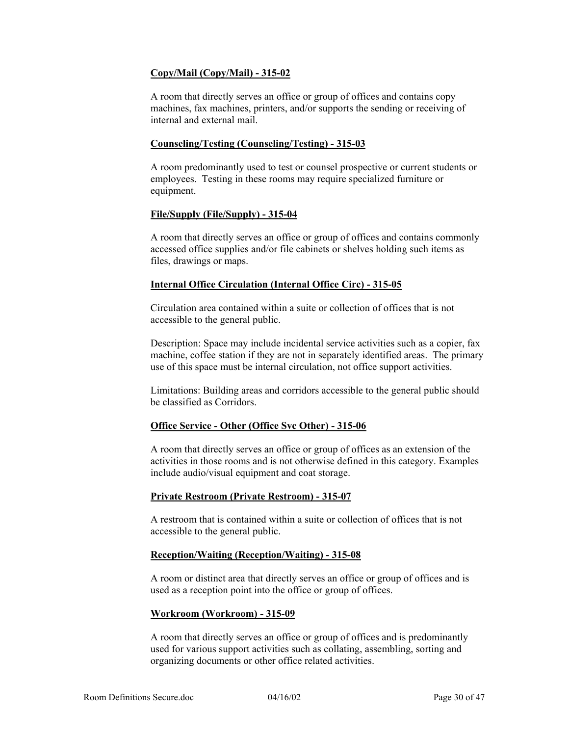**Copy/Mail (Copy/Mail) - 315-02**

A room that directly serves an office or group of offices and contains copy machines, fax machines, printers, and/or supports the sending or receiving of internal and external mail.

**Counseling/Testing (Counseling/Testing) - 315-03**

A room predominantly used to test or counsel prospective or current students or employees. Testing in these rooms may require specialized furniture or equipment.

**File/Supply (File/Supply) - 315-04**

A room that directly serves an office or group of offices and contains commonly accessed office supplies and/or file cabinets or shelves holding such items as files, drawings or maps.

**Internal Office Circulation (Internal Office Circ) - 315-05**

Circulation area contained within a suite or collection of offices that is not accessible to the general public.

Description: Space may include incidental service activities such as a copier, fax machine, coffee station if they are not in separately identified areas. The primary use of this space must be internal circulation, not office support activities.

Limitations: Building areas and corridors accessible to the general public should be classified as Corridors.

**Office Service - Other (Office Svc Other) - 315-06**

A room that directly serves an office or group of offices as an extension of the activities in those rooms and is not otherwise defined in this category. Examples include audio/visual equipment and coat storage.

**Private Restroom (Private Restroom) - 315-07**

A restroom that is contained within a suite or collection of offices that is not accessible to the general public.

**Reception/Waiting (Reception/Waiting) - 315-08**

A room or distinct area that directly serves an office or group of offices and is used as a reception point into the office or group of offices.

**Workroom (Workroom) - 315-09**

A room that directly serves an office or group of offices and is predominantly used for various support activities such as collating, assembling, sorting and organizing documents or other office related activities.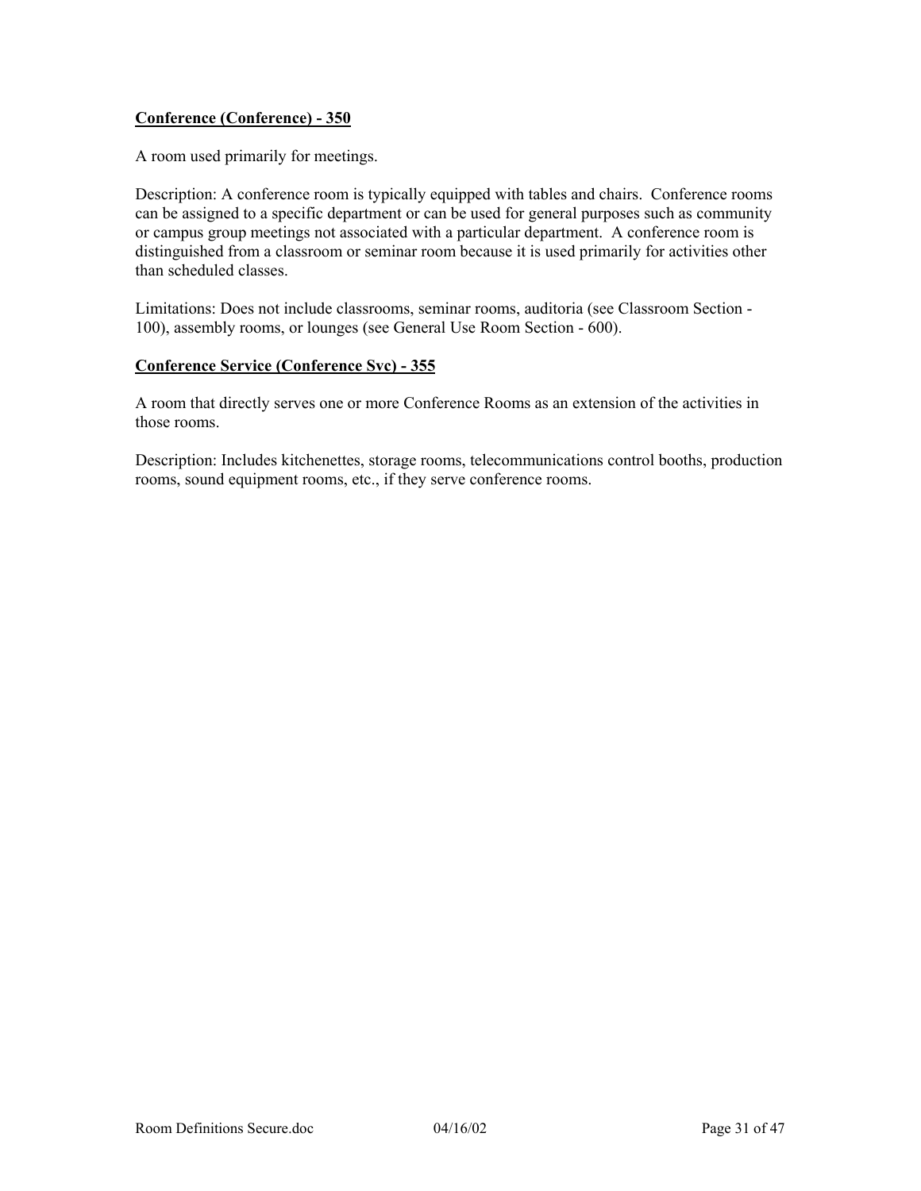**Conference (Conference) - 350**

A room used primarily for meetings.

Description: A conference room is typically equipped with tables and chairs. Conference rooms can be assigned to a specific department or can be used for general purposes such as community or campus group meetings not associated with a particular department. A conference room is distinguished from a classroom or seminar room because it is used primarily for activities other than scheduled classes.

Limitations: Does not include classrooms, seminar rooms, auditoria (see Classroom Section - 100), assembly rooms, or lounges (see General Use Room Section - 600).

**Conference Service (Conference Svc) - 355**

A room that directly serves one or more Conference Rooms as an extension of the activities in those rooms.

Description: Includes kitchenettes, storage rooms, telecommunications control booths, production rooms, sound equipment rooms, etc., if they serve conference rooms.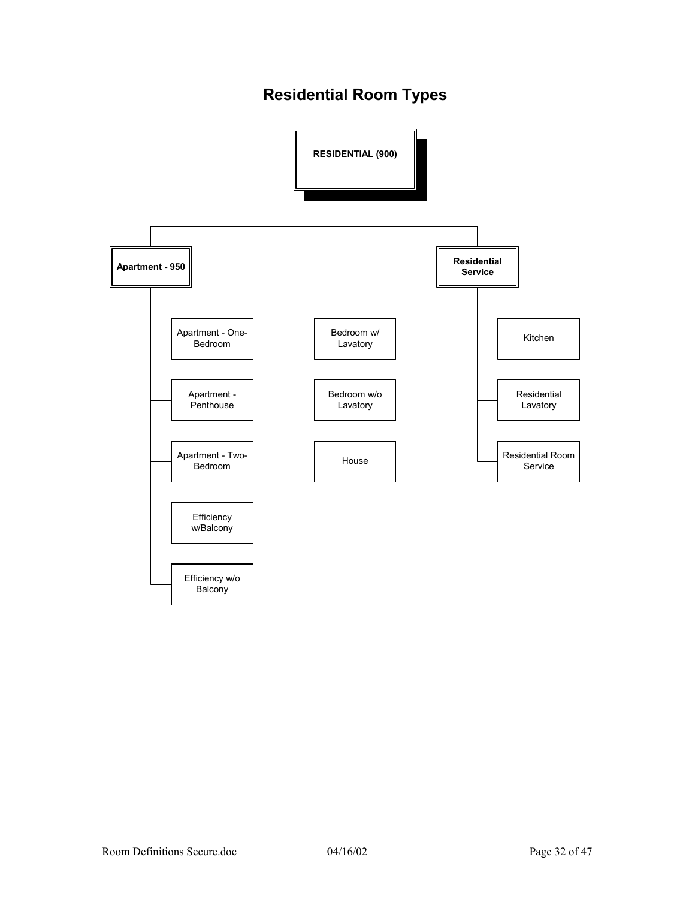# Residential Room Types

- **RESIDENTIAL (900)**
  - **Apartment - 950**
    - Apartment - One-Bedroom
    - Apartment - Penthouse
    - Apartment - Two-Bedroom
    - Efficiency w/Balcony
    - Efficiency w/o Balcony
  - Bedroom w/ Lavatory
  - Bedroom w/o Lavatory
  - House
  - **Residential Service**
    - Kitchen
    - Residential Lavatory
    - Residential Room Service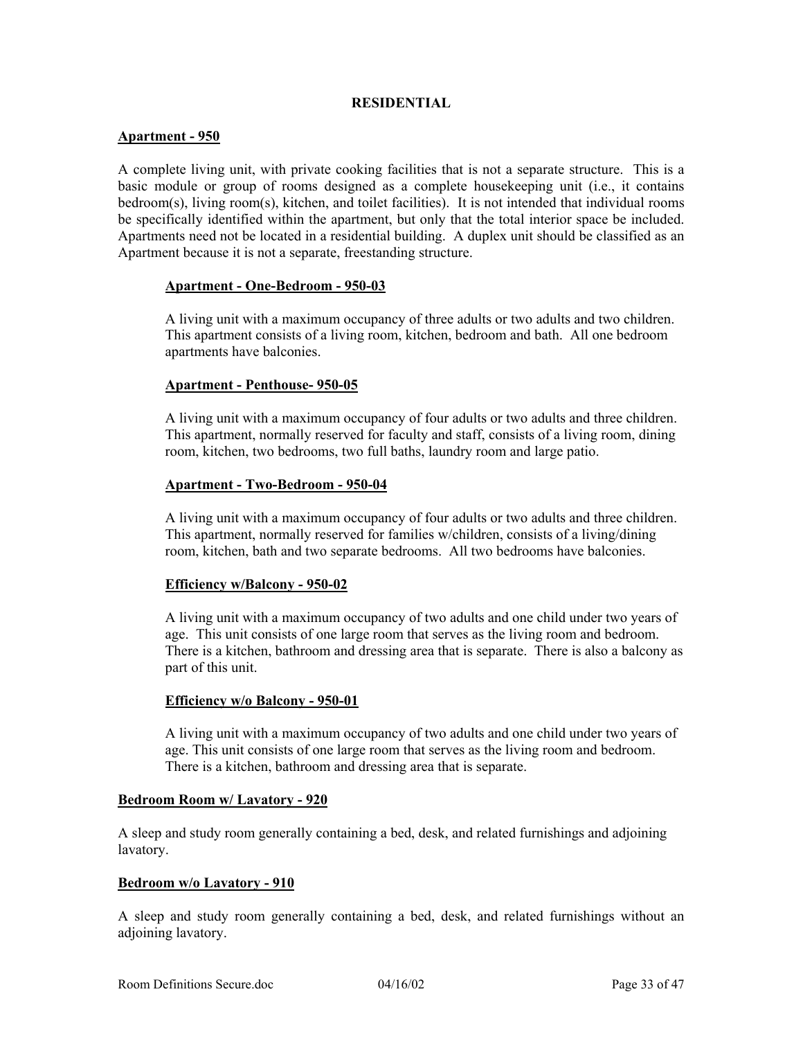# RESIDENTIAL

## Apartment - 950

A complete living unit, with private cooking facilities that is not a separate structure. This is a basic module or group of rooms designed as a complete housekeeping unit (i.e., it contains bedroom(s), living room(s), kitchen, and toilet facilities). It is not intended that individual rooms be specifically identified within the apartment, but only that the total interior space be included. Apartments need not be located in a residential building. A duplex unit should be classified as an Apartment because it is not a separate, freestanding structure.

### Apartment - One-Bedroom - 950-03

A living unit with a maximum occupancy of three adults or two adults and two children. This apartment consists of a living room, kitchen, bedroom and bath. All one bedroom apartments have balconies.

### Apartment - Penthouse- 950-05

A living unit with a maximum occupancy of four adults or two adults and three children. This apartment, normally reserved for faculty and staff, consists of a living room, dining room, kitchen, two bedrooms, two full baths, laundry room and large patio.

### Apartment - Two-Bedroom - 950-04

A living unit with a maximum occupancy of four adults or two adults and three children. This apartment, normally reserved for families w/children, consists of a living/dining room, kitchen, bath and two separate bedrooms. All two bedrooms have balconies.

### Efficiency w/Balcony - 950-02

A living unit with a maximum occupancy of two adults and one child under two years of age. This unit consists of one large room that serves as the living room and bedroom. There is a kitchen, bathroom and dressing area that is separate. There is also a balcony as part of this unit.

### Efficiency w/o Balcony - 950-01

A living unit with a maximum occupancy of two adults and one child under two years of age. This unit consists of one large room that serves as the living room and bedroom. There is a kitchen, bathroom and dressing area that is separate.

## Bedroom Room w/ Lavatory - 920

A sleep and study room generally containing a bed, desk, and related furnishings and adjoining lavatory.

## Bedroom w/o Lavatory - 910

A sleep and study room generally containing a bed, desk, and related furnishings without an adjoining lavatory.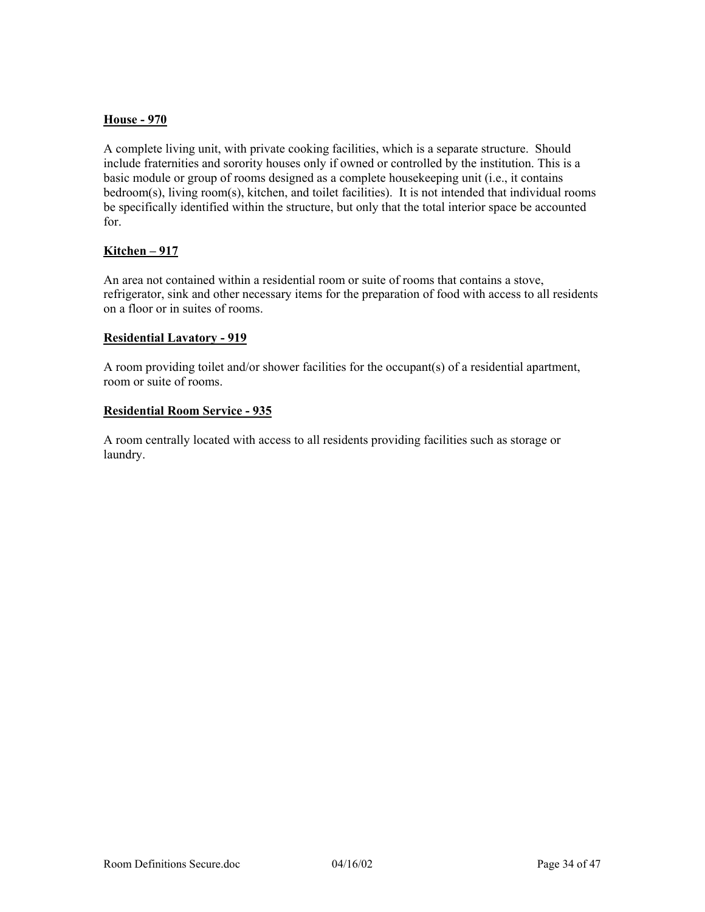**House - 970**

A complete living unit, with private cooking facilities, which is a separate structure. Should include fraternities and sorority houses only if owned or controlled by the institution. This is a basic module or group of rooms designed as a complete housekeeping unit (i.e., it contains bedroom(s), living room(s), kitchen, and toilet facilities). It is not intended that individual rooms be specifically identified within the structure, but only that the total interior space be accounted for.

**Kitchen – 917**

An area not contained within a residential room or suite of rooms that contains a stove, refrigerator, sink and other necessary items for the preparation of food with access to all residents on a floor or in suites of rooms.

**Residential Lavatory - 919**

A room providing toilet and/or shower facilities for the occupant(s) of a residential apartment, room or suite of rooms.

**Residential Room Service - 935**

A room centrally located with access to all residents providing facilities such as storage or laundry.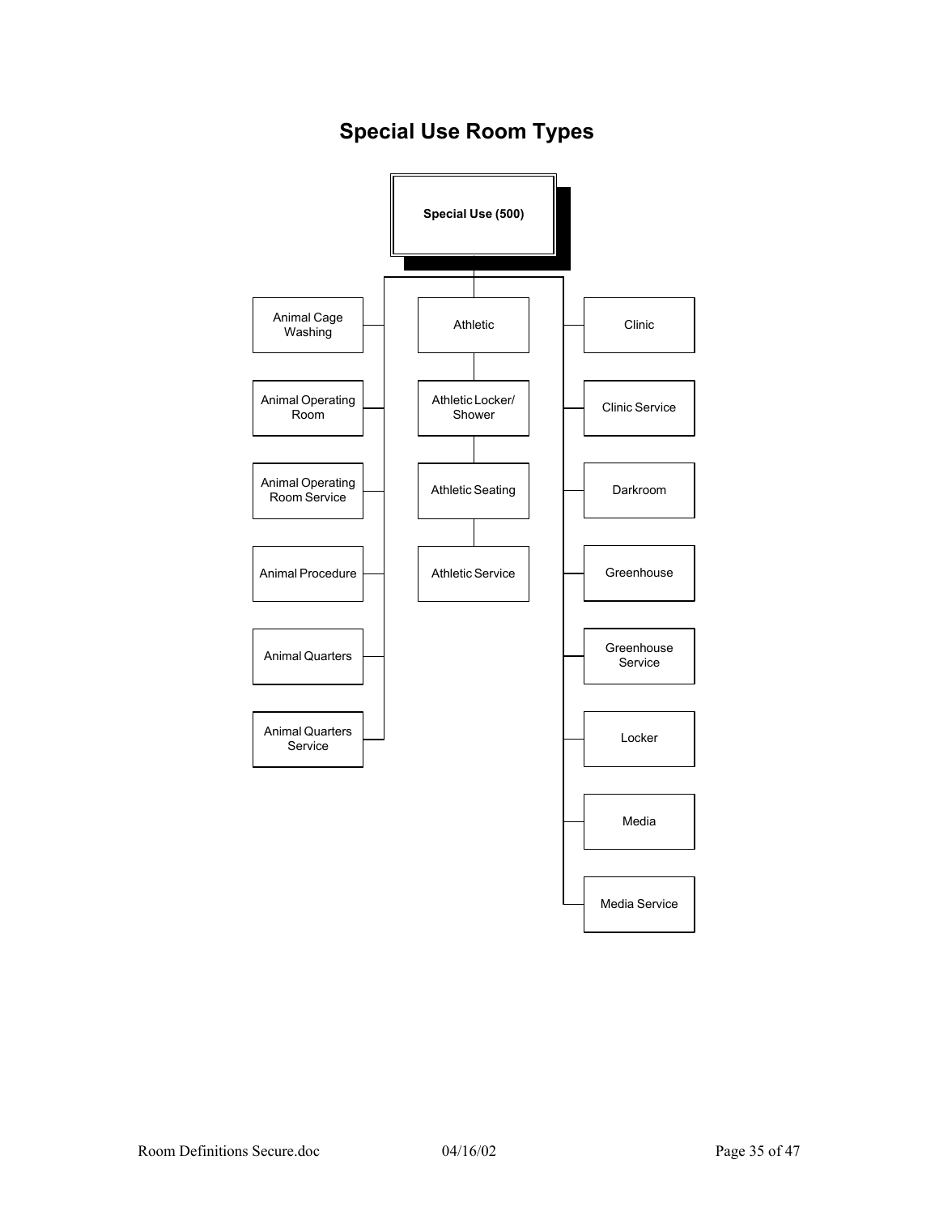# Special Use Room Types

**Special Use (500)**

- Animal Cage Washing
- Animal Operating Room
- Animal Operating Room Service
- Animal Procedure
- Animal Quarters
- Animal Quarters Service

- Athletic
- Athletic Locker/ Shower
- Athletic Seating
- Athletic Service

- Clinic
- Clinic Service
- Darkroom
- Greenhouse
- Greenhouse Service
- Locker
- Media
- Media Service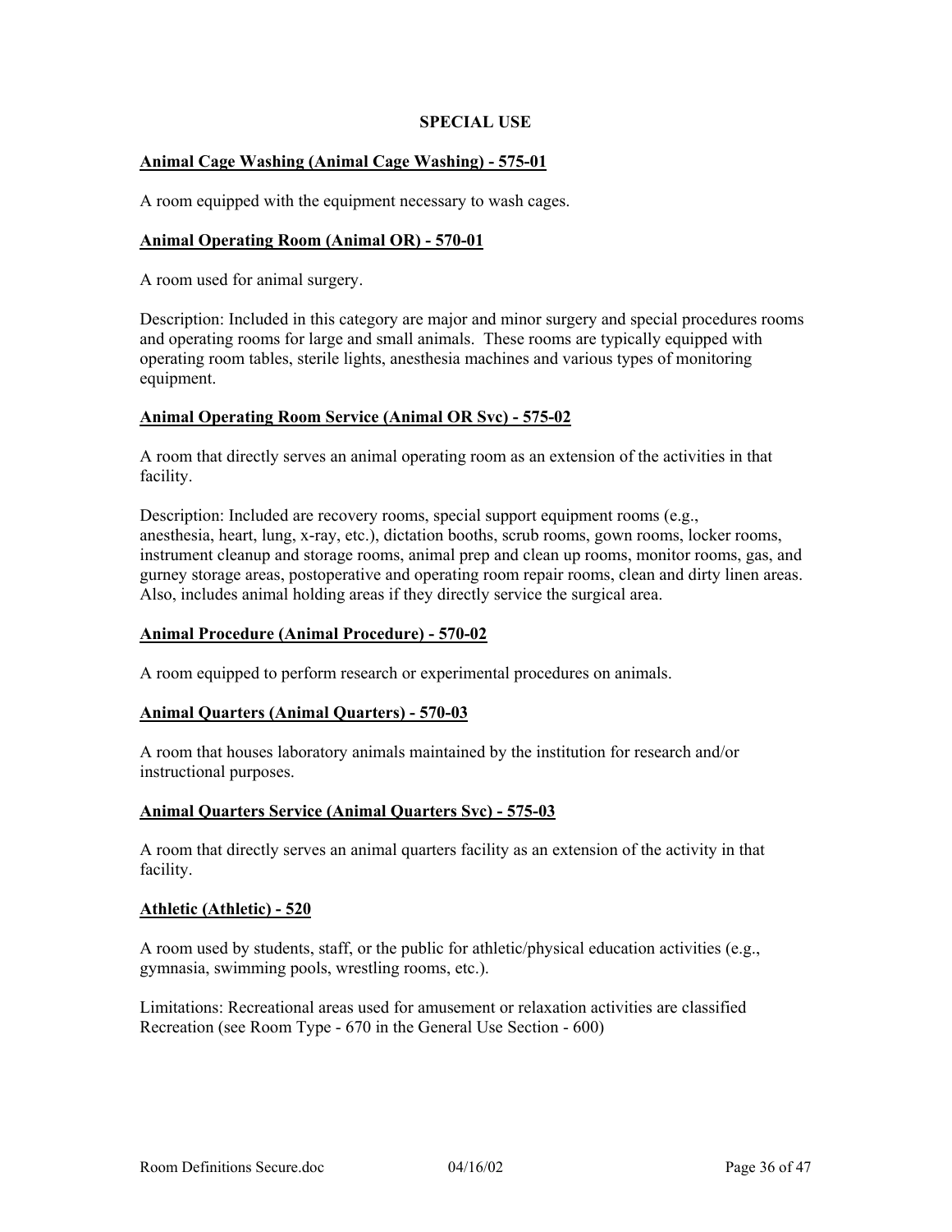# SPECIAL USE

**Animal Cage Washing (Animal Cage Washing) - 575-01**

A room equipped with the equipment necessary to wash cages.

**Animal Operating Room (Animal OR) - 570-01**

A room used for animal surgery.

Description: Included in this category are major and minor surgery and special procedures rooms and operating rooms for large and small animals. These rooms are typically equipped with operating room tables, sterile lights, anesthesia machines and various types of monitoring equipment.

**Animal Operating Room Service (Animal OR Svc) - 575-02**

A room that directly serves an animal operating room as an extension of the activities in that facility.

Description: Included are recovery rooms, special support equipment rooms (e.g., anesthesia, heart, lung, x-ray, etc.), dictation booths, scrub rooms, gown rooms, locker rooms, instrument cleanup and storage rooms, animal prep and clean up rooms, monitor rooms, gas, and gurney storage areas, postoperative and operating room repair rooms, clean and dirty linen areas. Also, includes animal holding areas if they directly service the surgical area.

**Animal Procedure (Animal Procedure) - 570-02**

A room equipped to perform research or experimental procedures on animals.

**Animal Quarters (Animal Quarters) - 570-03**

A room that houses laboratory animals maintained by the institution for research and/or instructional purposes.

**Animal Quarters Service (Animal Quarters Svc) - 575-03**

A room that directly serves an animal quarters facility as an extension of the activity in that facility.

**Athletic (Athletic) - 520**

A room used by students, staff, or the public for athletic/physical education activities (e.g., gymnasia, swimming pools, wrestling rooms, etc.).

Limitations: Recreational areas used for amusement or relaxation activities are classified Recreation (see Room Type - 670 in the General Use Section - 600)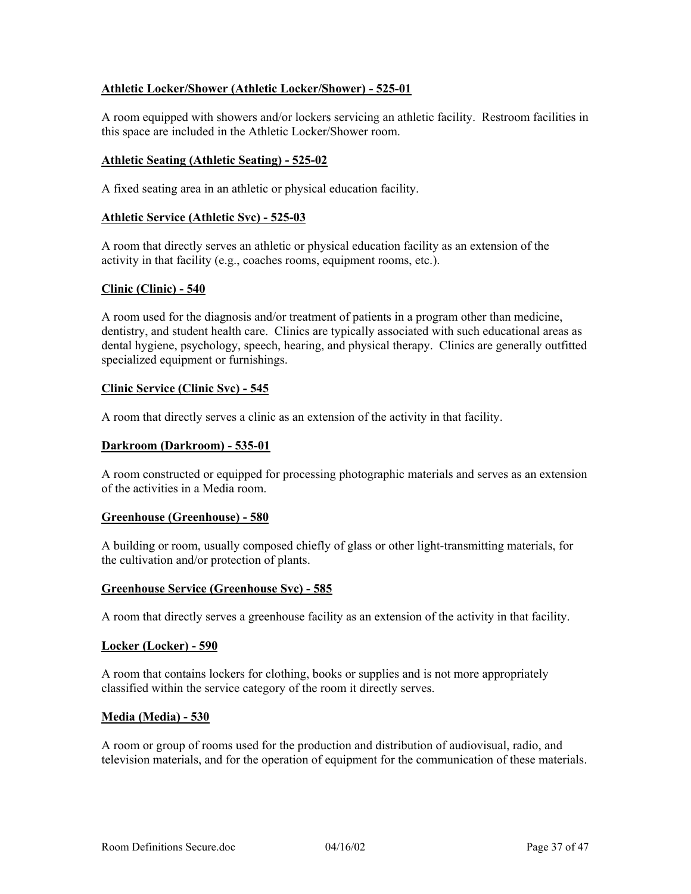**Athletic Locker/Shower (Athletic Locker/Shower) - 525-01**

A room equipped with showers and/or lockers servicing an athletic facility. Restroom facilities in this space are included in the Athletic Locker/Shower room.

**Athletic Seating (Athletic Seating) - 525-02**

A fixed seating area in an athletic or physical education facility.

**Athletic Service (Athletic Svc) - 525-03**

A room that directly serves an athletic or physical education facility as an extension of the activity in that facility (e.g., coaches rooms, equipment rooms, etc.).

**Clinic (Clinic) - 540**

A room used for the diagnosis and/or treatment of patients in a program other than medicine, dentistry, and student health care. Clinics are typically associated with such educational areas as dental hygiene, psychology, speech, hearing, and physical therapy. Clinics are generally outfitted specialized equipment or furnishings.

**Clinic Service (Clinic Svc) - 545**

A room that directly serves a clinic as an extension of the activity in that facility.

**Darkroom (Darkroom) - 535-01**

A room constructed or equipped for processing photographic materials and serves as an extension of the activities in a Media room.

**Greenhouse (Greenhouse) - 580**

A building or room, usually composed chiefly of glass or other light-transmitting materials, for the cultivation and/or protection of plants.

**Greenhouse Service (Greenhouse Svc) - 585**

A room that directly serves a greenhouse facility as an extension of the activity in that facility.

**Locker (Locker) - 590**

A room that contains lockers for clothing, books or supplies and is not more appropriately classified within the service category of the room it directly serves.

**Media (Media) - 530**

A room or group of rooms used for the production and distribution of audiovisual, radio, and television materials, and for the operation of equipment for the communication of these materials.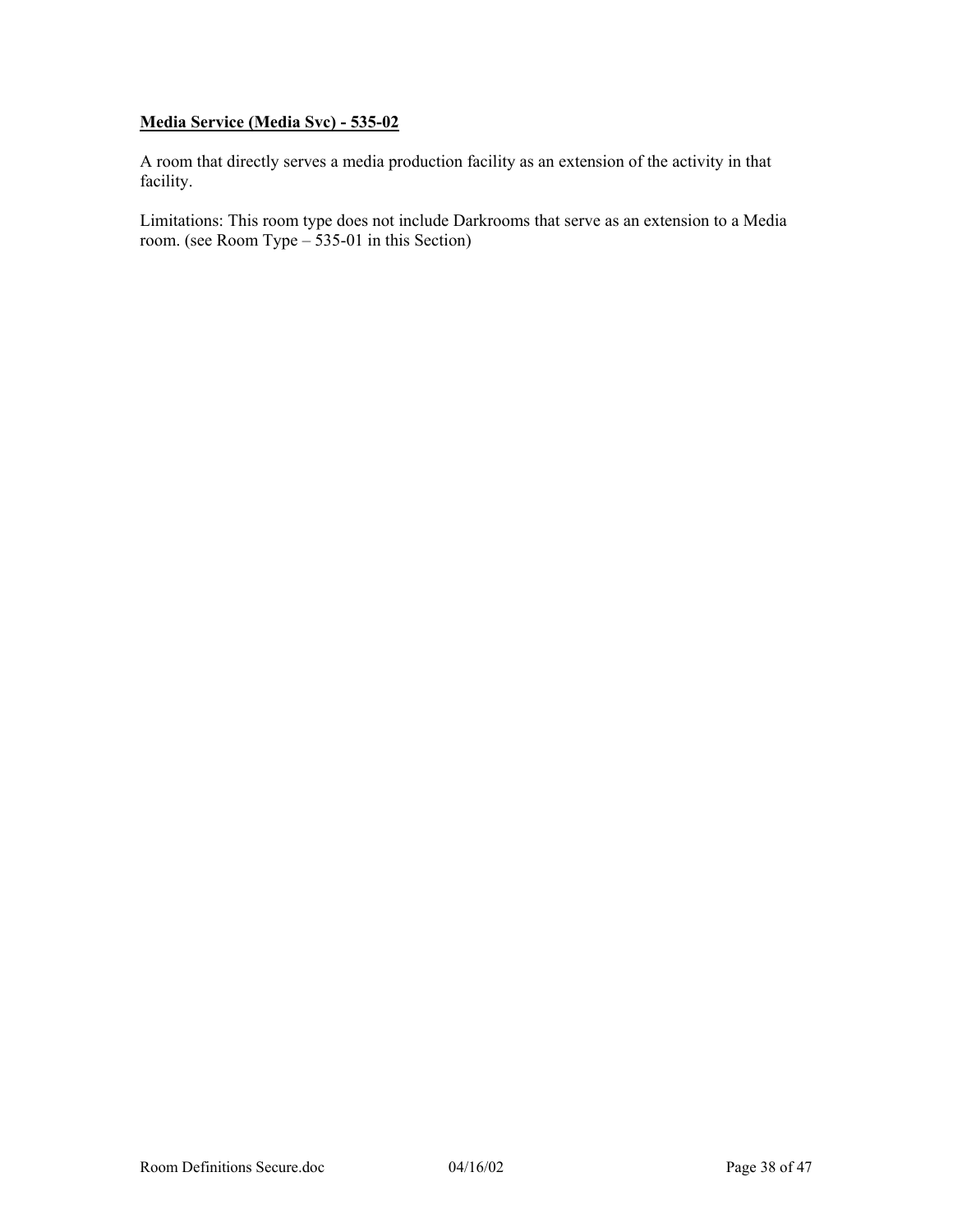**<u>Media Service (Media Svc) - 535-02</u>**

A room that directly serves a media production facility as an extension of the activity in that facility.

Limitations: This room type does not include Darkrooms that serve as an extension to a Media room. (see Room Type – 535-01 in this Section)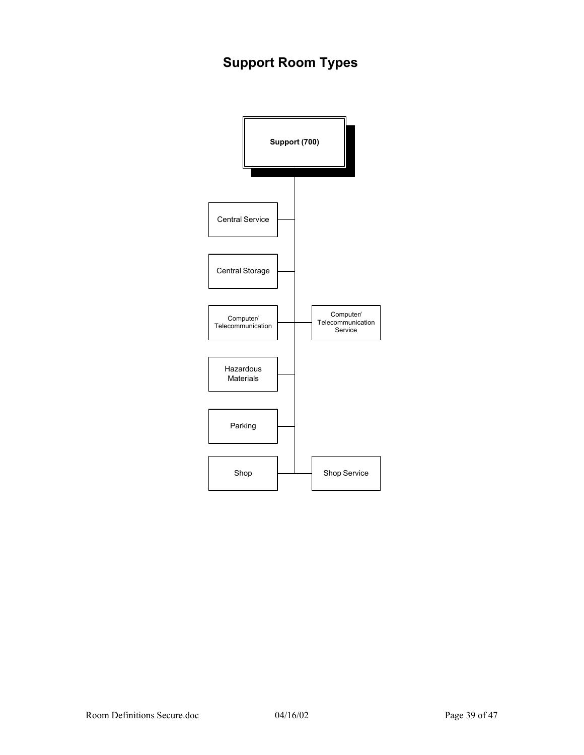# Support Room Types

- Support (700)
  - Central Service
  - Central Storage
  - Computer/ Telecommunication
    - Computer/ Telecommunication Service
  - Hazardous Materials
  - Parking
  - Shop
    - Shop Service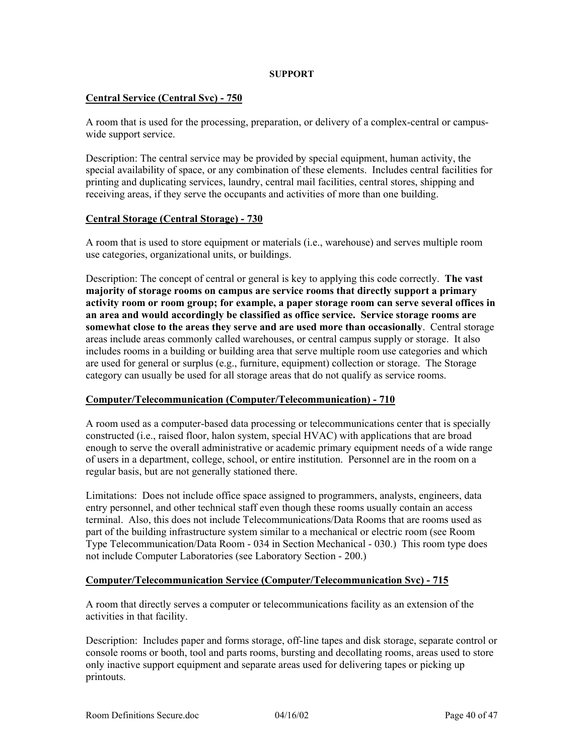## SUPPORT

### Central Service (Central Svc) - 750

A room that is used for the processing, preparation, or delivery of a complex-central or campus-wide support service.

Description: The central service may be provided by special equipment, human activity, the special availability of space, or any combination of these elements. Includes central facilities for printing and duplicating services, laundry, central mail facilities, central stores, shipping and receiving areas, if they serve the occupants and activities of more than one building.

### Central Storage (Central Storage) - 730

A room that is used to store equipment or materials (i.e., warehouse) and serves multiple room use categories, organizational units, or buildings.

Description: The concept of central or general is key to applying this code correctly. **The vast majority of storage rooms on campus are service rooms that directly support a primary activity room or room group; for example, a paper storage room can serve several offices in an area and would accordingly be classified as office service. Service storage rooms are somewhat close to the areas they serve and are used more than occasionally**. Central storage areas include areas commonly called warehouses, or central campus supply or storage. It also includes rooms in a building or building area that serve multiple room use categories and which are used for general or surplus (e.g., furniture, equipment) collection or storage. The Storage category can usually be used for all storage areas that do not qualify as service rooms.

### Computer/Telecommunication (Computer/Telecommunication) - 710

A room used as a computer-based data processing or telecommunications center that is specially constructed (i.e., raised floor, halon system, special HVAC) with applications that are broad enough to serve the overall administrative or academic primary equipment needs of a wide range of users in a department, college, school, or entire institution. Personnel are in the room on a regular basis, but are not generally stationed there.

Limitations: Does not include office space assigned to programmers, analysts, engineers, data entry personnel, and other technical staff even though these rooms usually contain an access terminal. Also, this does not include Telecommunications/Data Rooms that are rooms used as part of the building infrastructure system similar to a mechanical or electric room (see Room Type Telecommunication/Data Room - 034 in Section Mechanical - 030.) This room type does not include Computer Laboratories (see Laboratory Section - 200.)

### Computer/Telecommunication Service (Computer/Telecommunication Svc) - 715

A room that directly serves a computer or telecommunications facility as an extension of the activities in that facility.

Description: Includes paper and forms storage, off-line tapes and disk storage, separate control or console rooms or booth, tool and parts rooms, bursting and decollating rooms, areas used to store only inactive support equipment and separate areas used for delivering tapes or picking up printouts.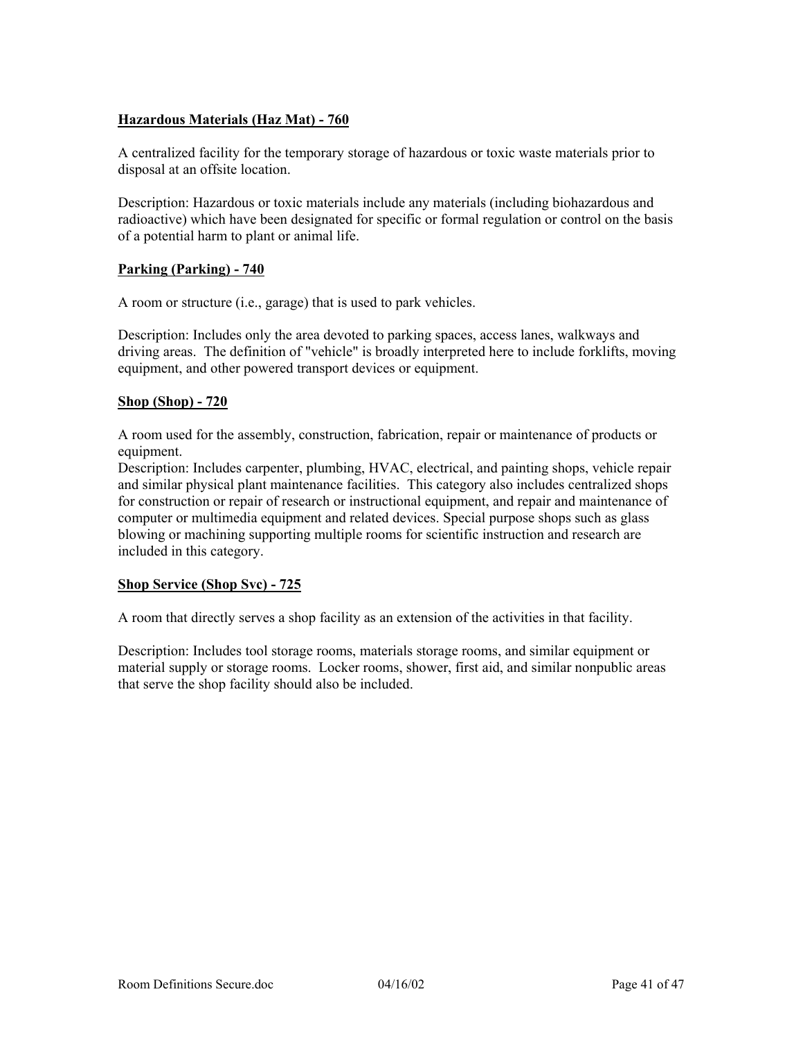**Hazardous Materials (Haz Mat) - 760**

A centralized facility for the temporary storage of hazardous or toxic waste materials prior to disposal at an offsite location.

Description: Hazardous or toxic materials include any materials (including biohazardous and radioactive) which have been designated for specific or formal regulation or control on the basis of a potential harm to plant or animal life.

**Parking (Parking) - 740**

A room or structure (i.e., garage) that is used to park vehicles.

Description: Includes only the area devoted to parking spaces, access lanes, walkways and driving areas. The definition of "vehicle" is broadly interpreted here to include forklifts, moving equipment, and other powered transport devices or equipment.

**Shop (Shop) - 720**

A room used for the assembly, construction, fabrication, repair or maintenance of products or equipment.

Description: Includes carpenter, plumbing, HVAC, electrical, and painting shops, vehicle repair and similar physical plant maintenance facilities. This category also includes centralized shops for construction or repair of research or instructional equipment, and repair and maintenance of computer or multimedia equipment and related devices. Special purpose shops such as glass blowing or machining supporting multiple rooms for scientific instruction and research are included in this category.

**Shop Service (Shop Svc) - 725**

A room that directly serves a shop facility as an extension of the activities in that facility.

Description: Includes tool storage rooms, materials storage rooms, and similar equipment or material supply or storage rooms. Locker rooms, shower, first aid, and similar nonpublic areas that serve the shop facility should also be included.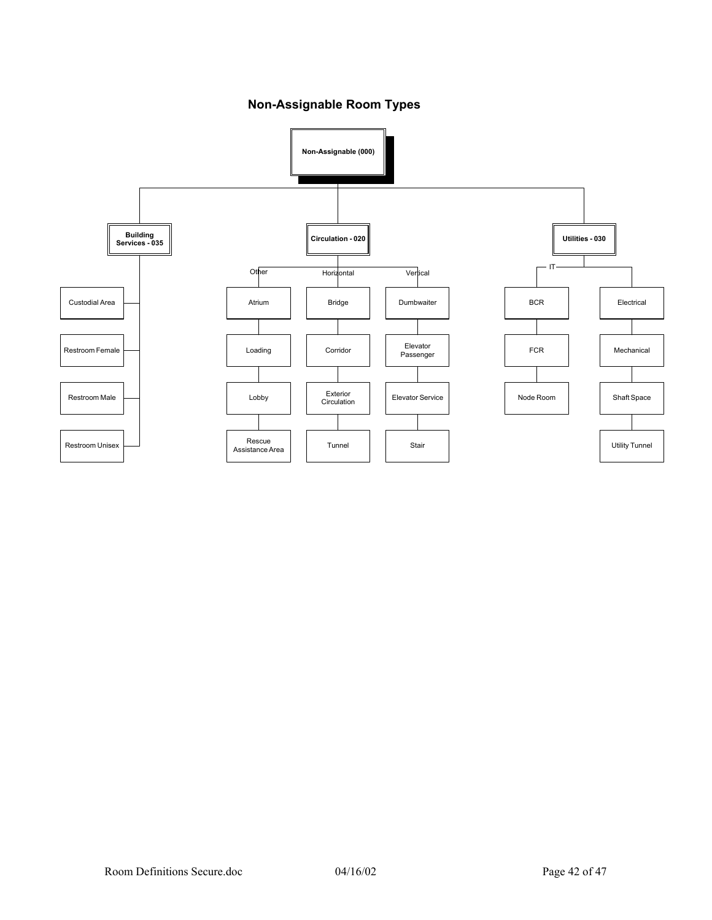## Non-Assignable Room Types

- **Non-Assignable (000)**
  - **Building Services - 035**
    - Custodial Area
    - Restroom Female
    - Restroom Male
    - Restroom Unisex
  - **Circulation - 020**
    - Other
      - Atrium
      - Loading
      - Lobby
      - Rescue Assistance Area
    - Horizontal
      - Bridge
      - Corridor
      - Exterior Circulation
      - Tunnel
    - Vertical
      - Dumbwaiter
      - Elevator Passenger
      - Elevator Service
      - Stair
  - **Utilities - 030**
    - IT
      - BCR
      - FCR
      - Node Room
    - Electrical
    - Mechanical
    - Shaft Space
    - Utility Tunnel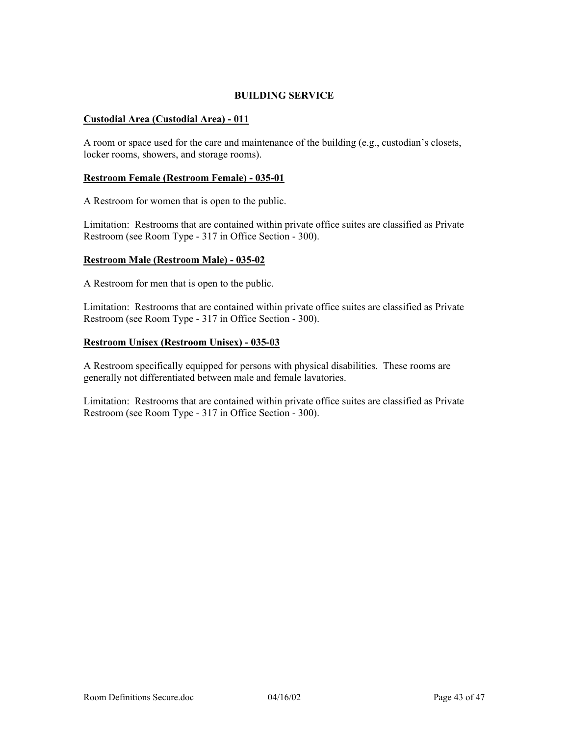## BUILDING SERVICE

### Custodial Area (Custodial Area) - 011

A room or space used for the care and maintenance of the building (e.g., custodian's closets, locker rooms, showers, and storage rooms).

### Restroom Female (Restroom Female) - 035-01

A Restroom for women that is open to the public.

Limitation: Restrooms that are contained within private office suites are classified as Private Restroom (see Room Type - 317 in Office Section - 300).

### Restroom Male (Restroom Male) - 035-02

A Restroom for men that is open to the public.

Limitation: Restrooms that are contained within private office suites are classified as Private Restroom (see Room Type - 317 in Office Section - 300).

### Restroom Unisex (Restroom Unisex) - 035-03

A Restroom specifically equipped for persons with physical disabilities. These rooms are generally not differentiated between male and female lavatories.

Limitation: Restrooms that are contained within private office suites are classified as Private Restroom (see Room Type - 317 in Office Section - 300).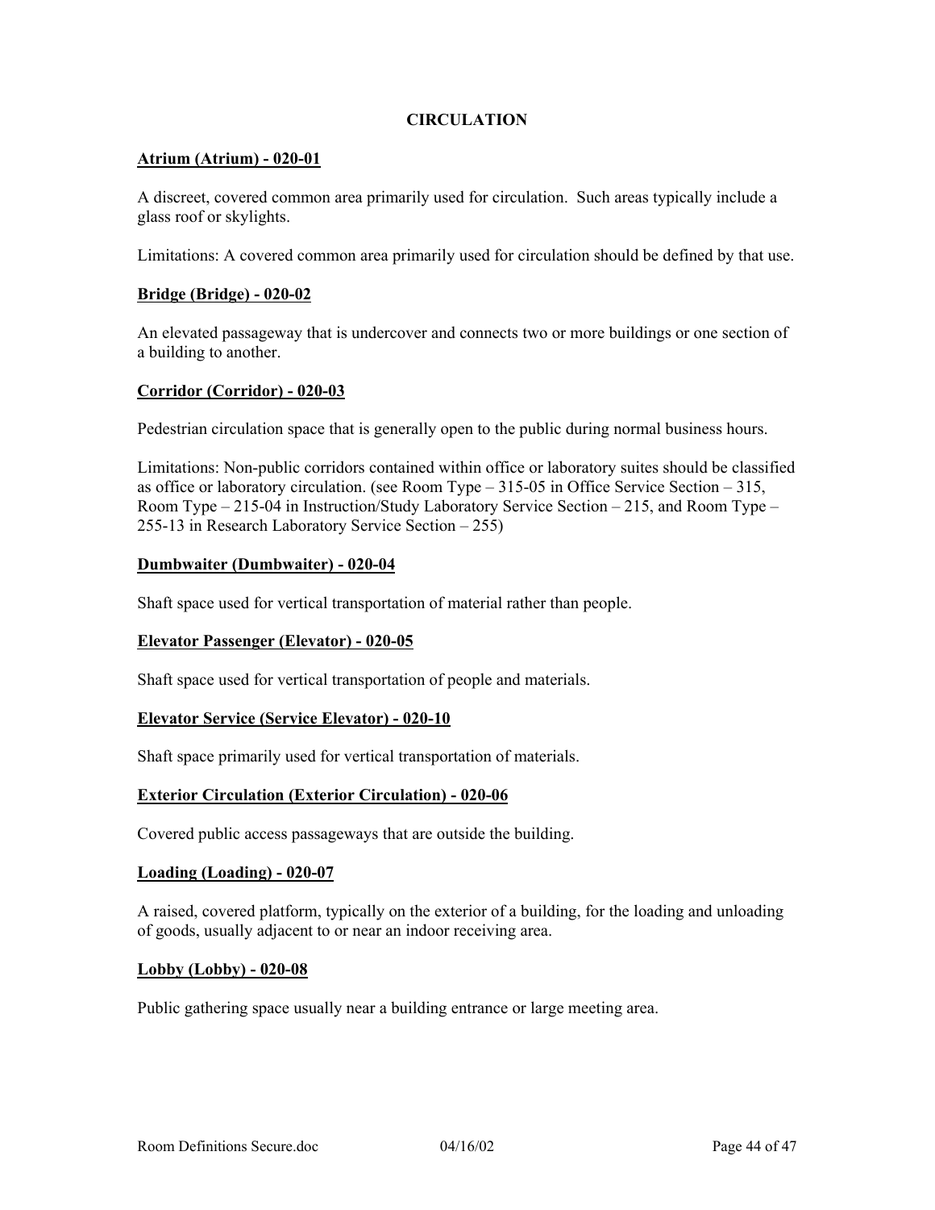# CIRCULATION

**Atrium (Atrium) - 020-01**

A discreet, covered common area primarily used for circulation. Such areas typically include a glass roof or skylights.

Limitations: A covered common area primarily used for circulation should be defined by that use.

**Bridge (Bridge) - 020-02**

An elevated passageway that is undercover and connects two or more buildings or one section of a building to another.

**Corridor (Corridor) - 020-03**

Pedestrian circulation space that is generally open to the public during normal business hours.

Limitations: Non-public corridors contained within office or laboratory suites should be classified as office or laboratory circulation. (see Room Type – 315-05 in Office Service Section – 315, Room Type – 215-04 in Instruction/Study Laboratory Service Section – 215, and Room Type – 255-13 in Research Laboratory Service Section – 255)

**Dumbwaiter (Dumbwaiter) - 020-04**

Shaft space used for vertical transportation of material rather than people.

**Elevator Passenger (Elevator) - 020-05**

Shaft space used for vertical transportation of people and materials.

**Elevator Service (Service Elevator) - 020-10**

Shaft space primarily used for vertical transportation of materials.

**Exterior Circulation (Exterior Circulation) - 020-06**

Covered public access passageways that are outside the building.

**Loading (Loading) - 020-07**

A raised, covered platform, typically on the exterior of a building, for the loading and unloading of goods, usually adjacent to or near an indoor receiving area.

**Lobby (Lobby) - 020-08**

Public gathering space usually near a building entrance or large meeting area.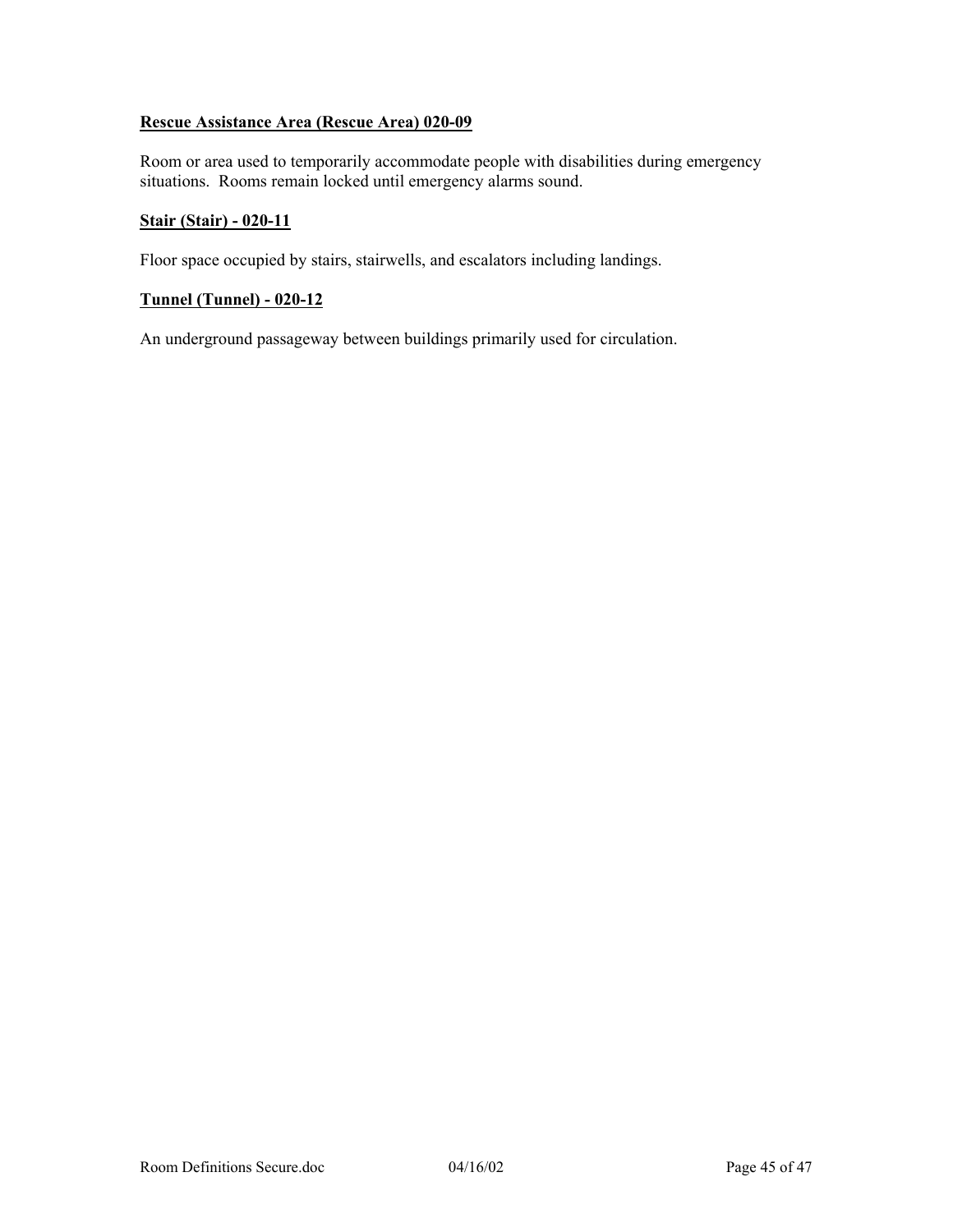**<u>Rescue Assistance Area (Rescue Area) 020-09</u>**

Room or area used to temporarily accommodate people with disabilities during emergency situations. Rooms remain locked until emergency alarms sound.

**<u>Stair (Stair) - 020-11</u>**

Floor space occupied by stairs, stairwells, and escalators including landings.

**<u>Tunnel (Tunnel) - 020-12</u>**

An underground passageway between buildings primarily used for circulation.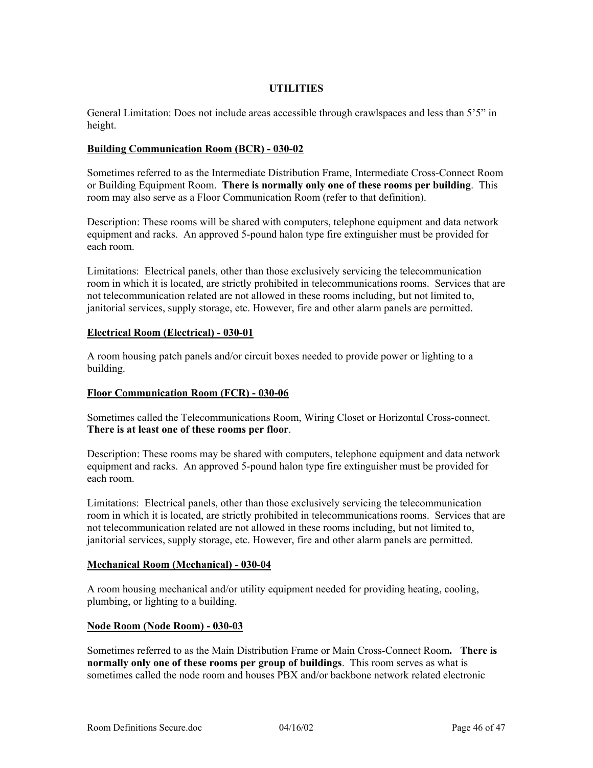## UTILITIES

General Limitation: Does not include areas accessible through crawlspaces and less than 5'5" in height.

### Building Communication Room (BCR) - 030-02

Sometimes referred to as the Intermediate Distribution Frame, Intermediate Cross-Connect Room or Building Equipment Room. **There is normally only one of these rooms per building**. This room may also serve as a Floor Communication Room (refer to that definition).

Description: These rooms will be shared with computers, telephone equipment and data network equipment and racks. An approved 5-pound halon type fire extinguisher must be provided for each room.

Limitations: Electrical panels, other than those exclusively servicing the telecommunication room in which it is located, are strictly prohibited in telecommunications rooms. Services that are not telecommunication related are not allowed in these rooms including, but not limited to, janitorial services, supply storage, etc. However, fire and other alarm panels are permitted.

### Electrical Room (Electrical) - 030-01

A room housing patch panels and/or circuit boxes needed to provide power or lighting to a building.

### Floor Communication Room (FCR) - 030-06

Sometimes called the Telecommunications Room, Wiring Closet or Horizontal Cross-connect. **There is at least one of these rooms per floor**.

Description: These rooms may be shared with computers, telephone equipment and data network equipment and racks. An approved 5-pound halon type fire extinguisher must be provided for each room.

Limitations: Electrical panels, other than those exclusively servicing the telecommunication room in which it is located, are strictly prohibited in telecommunications rooms. Services that are not telecommunication related are not allowed in these rooms including, but not limited to, janitorial services, supply storage, etc. However, fire and other alarm panels are permitted.

### Mechanical Room (Mechanical) - 030-04

A room housing mechanical and/or utility equipment needed for providing heating, cooling, plumbing, or lighting to a building.

### Node Room (Node Room) - 030-03

Sometimes referred to as the Main Distribution Frame or Main Cross-Connect Room**. There is normally only one of these rooms per group of buildings**. This room serves as what is sometimes called the node room and houses PBX and/or backbone network related electronic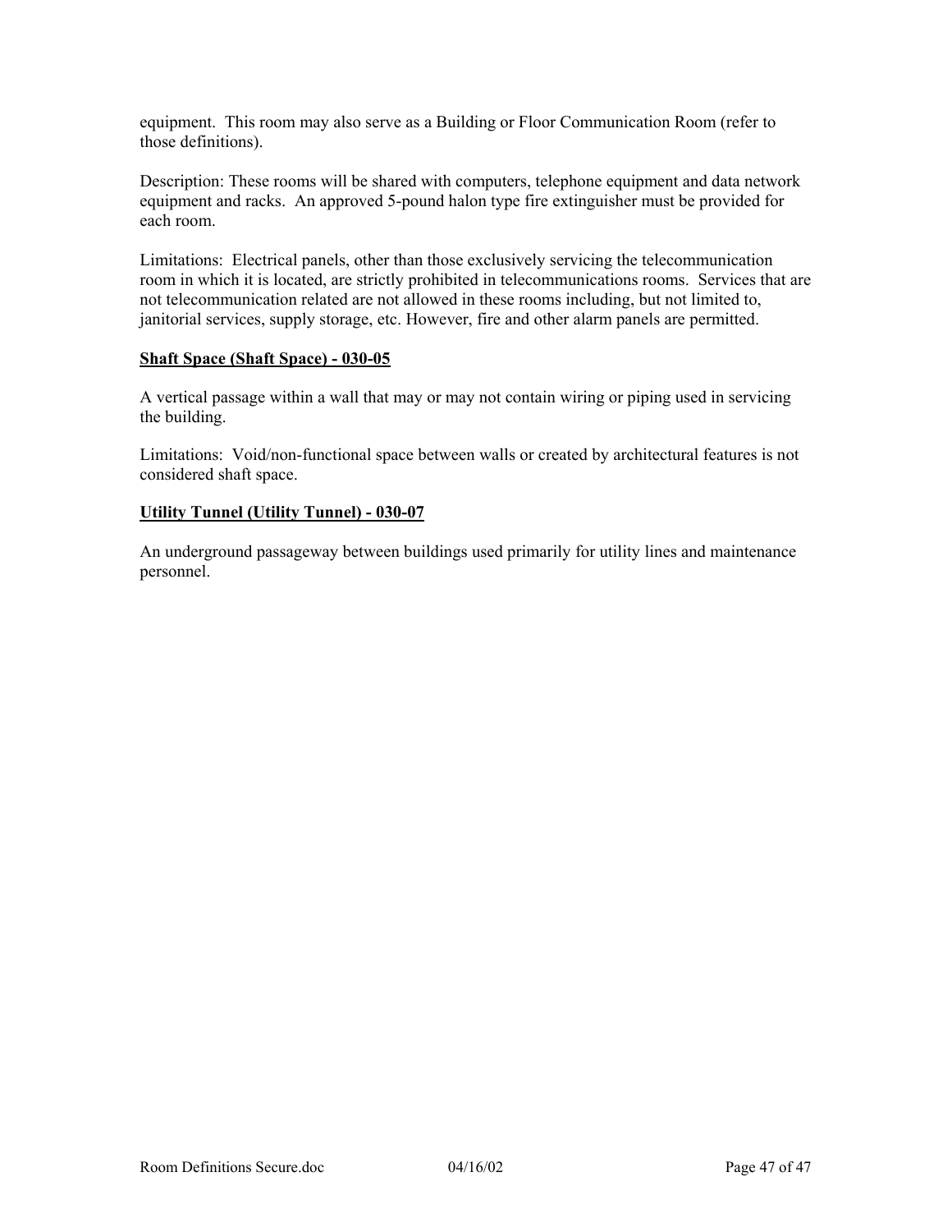equipment. This room may also serve as a Building or Floor Communication Room (refer to those definitions).

Description: These rooms will be shared with computers, telephone equipment and data network equipment and racks. An approved 5-pound halon type fire extinguisher must be provided for each room.

Limitations: Electrical panels, other than those exclusively servicing the telecommunication room in which it is located, are strictly prohibited in telecommunications rooms. Services that are not telecommunication related are not allowed in these rooms including, but not limited to, janitorial services, supply storage, etc. However, fire and other alarm panels are permitted.

### Shaft Space (Shaft Space) - 030-05

A vertical passage within a wall that may or may not contain wiring or piping used in servicing the building.

Limitations: Void/non-functional space between walls or created by architectural features is not considered shaft space.

### Utility Tunnel (Utility Tunnel) - 030-07

An underground passageway between buildings used primarily for utility lines and maintenance personnel.